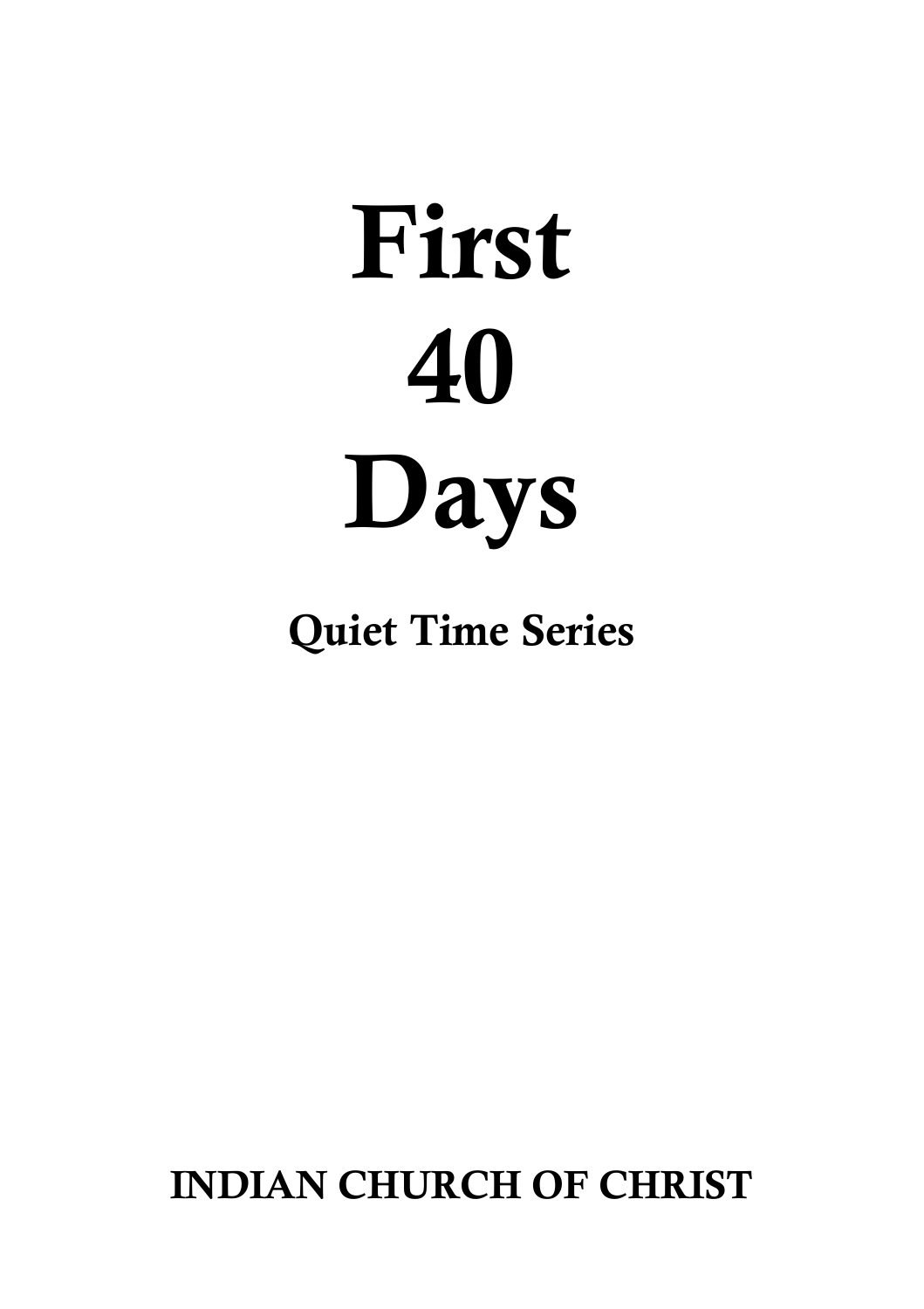# First 40 Days

## Quiet Time Series

**INDIAN CHURCH OF CHRIST**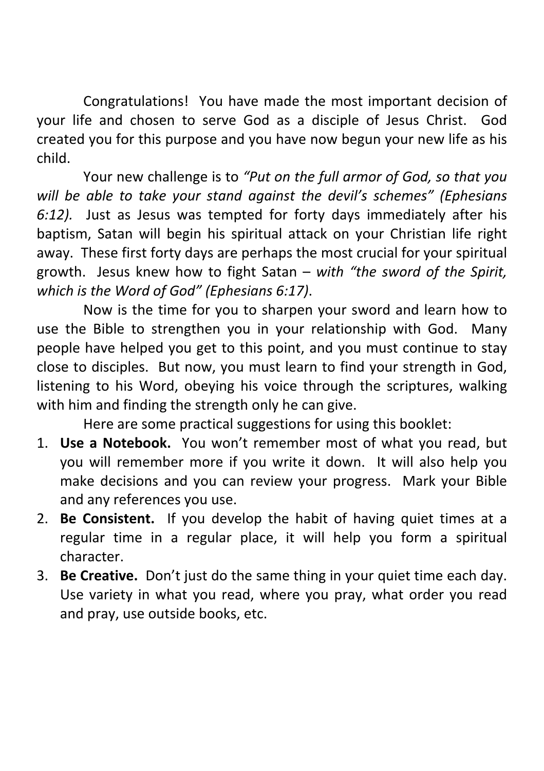Congratulations! You have made the most important decision of your life and chosen to serve God as a disciple of Jesus Christ. God created you for this purpose and you have now begun your new life as his child.

Your new challenge is to *"Put on the full armor of God, so that you will be able to take your stand against the devil's schemes" (Ephesians 6:12).* Just as Jesus was tempted for forty days immediately after his baptism, Satan will begin his spiritual attack on your Christian life right away. These first forty days are perhaps the most crucial for your spiritual growth. Jesus knew how to fight Satan – *with "the sword of the Spirit, which is the Word of God" (Ephesians 6:17)*.

Now is the time for you to sharpen your sword and learn how to use the Bible to strengthen you in your relationship with God. Many people have helped you get to this point, and you must continue to stay close to disciples. But now, you must learn to find your strength in God, listening to his Word, obeying his voice through the scriptures, walking with him and finding the strength only he can give.

Here are some practical suggestions for using this booklet:

1. **Use a Notebook.** You won't remember most of what you read, but you will remember more if you write it down. It will also help you make decisions and you can review your progress. Mark your Bible and any references you use.
2. **Be Consistent.** If you develop the habit of having quiet times at a regular time in a regular place, it will help you form a spiritual character.
3. **Be Creative.** Don't just do the same thing in your quiet time each day. Use variety in what you read, where you pray, what order you read and pray, use outside books, etc.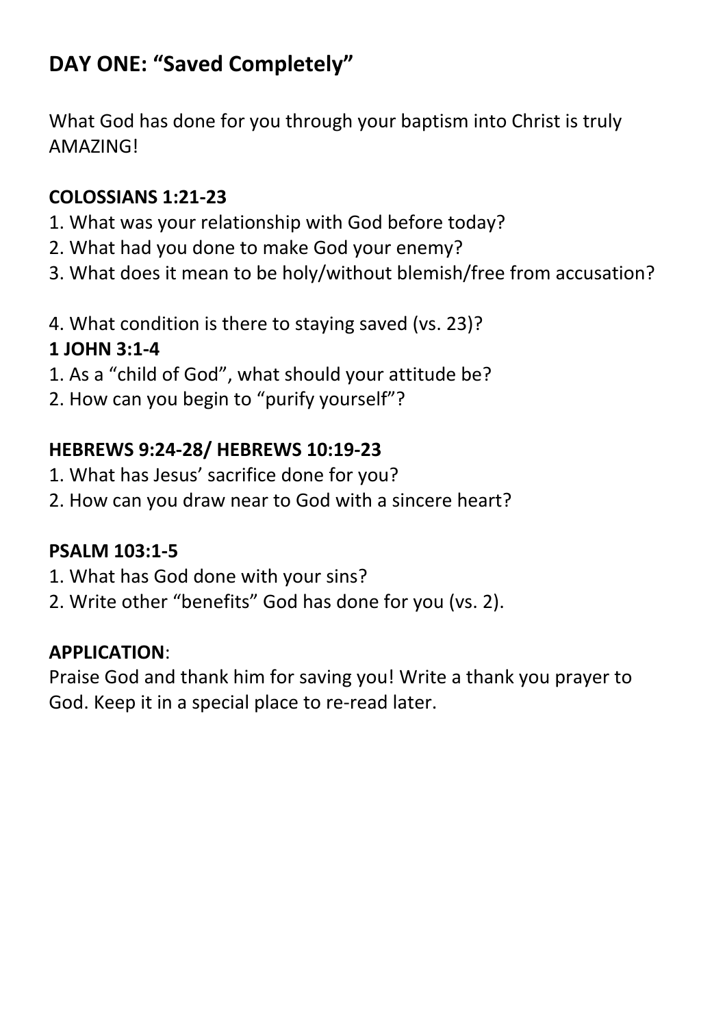## DAY ONE: "Saved Completely"

What God has done for you through your baptism into Christ is truly AMAZING!

**COLOSSIANS 1:21-23**

1. What was your relationship with God before today?
2. What had you done to make God your enemy?
3. What does it mean to be holy/without blemish/free from accusation?

4. What condition is there to staying saved (vs. 23)?

**1 JOHN 3:1-4**

1. As a "child of God", what should your attitude be?
2. How can you begin to "purify yourself"?

**HEBREWS 9:24-28/ HEBREWS 10:19-23**

1. What has Jesus' sacrifice done for you?
2. How can you draw near to God with a sincere heart?

**PSALM 103:1-5**

1. What has God done with your sins?
2. Write other "benefits" God has done for you (vs. 2).

**APPLICATION**:

Praise God and thank him for saving you! Write a thank you prayer to God. Keep it in a special place to re-read later.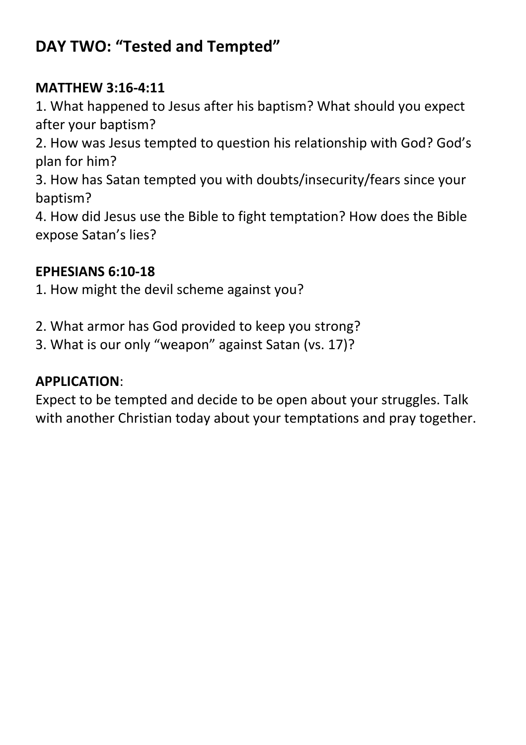## DAY TWO: "Tested and Tempted"

**MATTHEW 3:16-4:11**

1. What happened to Jesus after his baptism? What should you expect after your baptism?
2. How was Jesus tempted to question his relationship with God? God's plan for him?
3. How has Satan tempted you with doubts/insecurity/fears since your baptism?
4. How did Jesus use the Bible to fight temptation? How does the Bible expose Satan's lies?

**EPHESIANS 6:10-18**

1. How might the devil scheme against you?

2. What armor has God provided to keep you strong?
3. What is our only "weapon" against Satan (vs. 17)?

**APPLICATION**:

Expect to be tempted and decide to be open about your struggles. Talk with another Christian today about your temptations and pray together.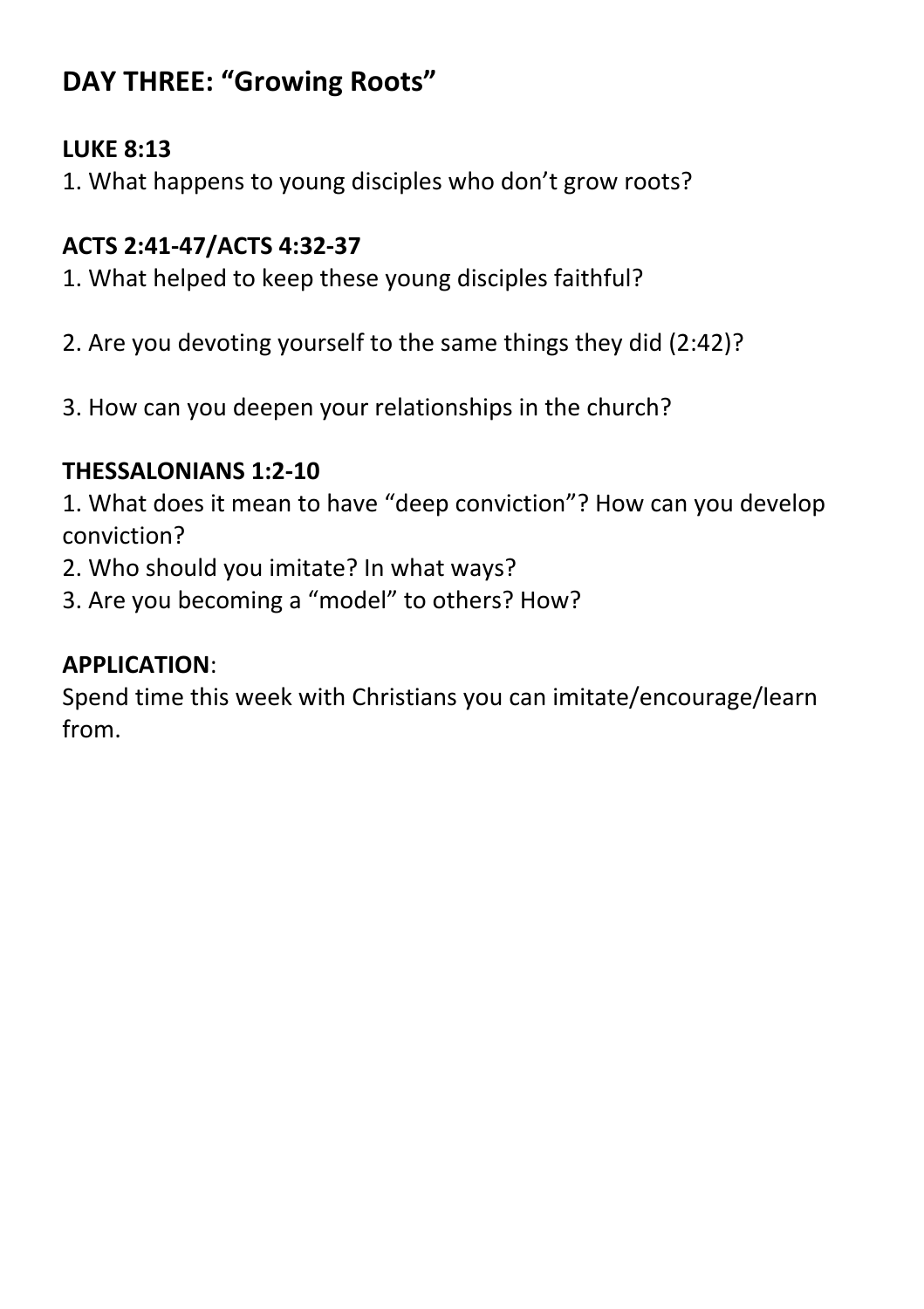## DAY THREE: “Growing Roots”

**LUKE 8:13**

1. What happens to young disciples who don’t grow roots?

**ACTS 2:41-47/ACTS 4:32-37**

1. What helped to keep these young disciples faithful?

2. Are you devoting yourself to the same things they did (2:42)?

3. How can you deepen your relationships in the church?

**THESSALONIANS 1:2-10**

1. What does it mean to have “deep conviction”? How can you develop conviction?
2. Who should you imitate? In what ways?
3. Are you becoming a “model” to others? How?

**APPLICATION**:

Spend time this week with Christians you can imitate/encourage/learn from.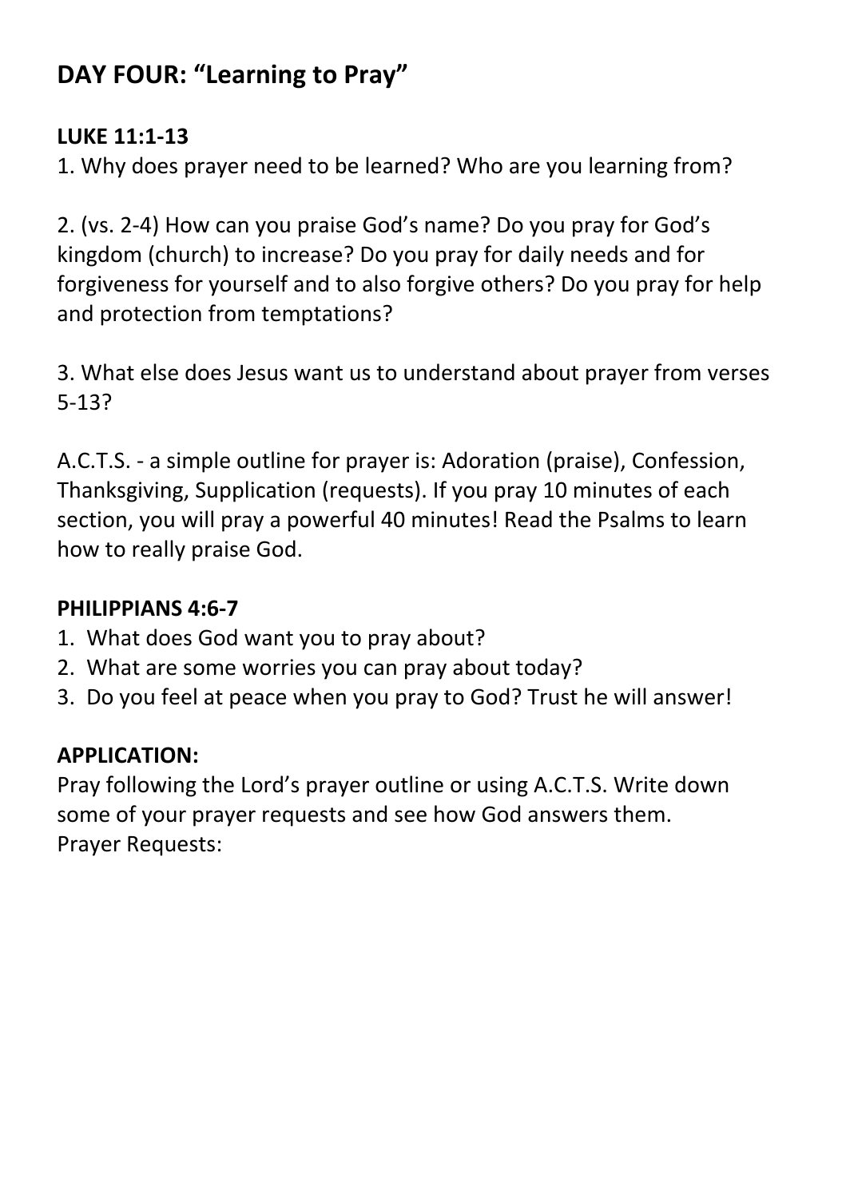## DAY FOUR: "Learning to Pray"

**LUKE 11:1-13**

1. Why does prayer need to be learned? Who are you learning from?

2. (vs. 2-4) How can you praise God's name? Do you pray for God's kingdom (church) to increase? Do you pray for daily needs and for forgiveness for yourself and to also forgive others? Do you pray for help and protection from temptations?

3. What else does Jesus want us to understand about prayer from verses 5-13?

A.C.T.S. - a simple outline for prayer is: Adoration (praise), Confession, Thanksgiving, Supplication (requests). If you pray 10 minutes of each section, you will pray a powerful 40 minutes! Read the Psalms to learn how to really praise God.

**PHILIPPIANS 4:6-7**

1. What does God want you to pray about?
2. What are some worries you can pray about today?
3. Do you feel at peace when you pray to God? Trust he will answer!

**APPLICATION:**

Pray following the Lord's prayer outline or using A.C.T.S. Write down some of your prayer requests and see how God answers them.
Prayer Requests: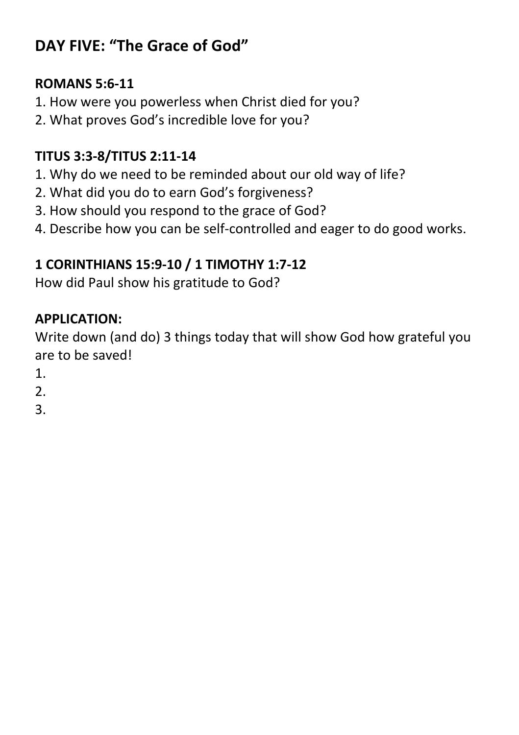## DAY FIVE: “The Grace of God”

**ROMANS 5:6-11**

1. How were you powerless when Christ died for you?
2. What proves God’s incredible love for you?

**TITUS 3:3-8/TITUS 2:11-14**

1. Why do we need to be reminded about our old way of life?
2. What did you do to earn God’s forgiveness?
3. How should you respond to the grace of God?
4. Describe how you can be self-controlled and eager to do good works.

**1 CORINTHIANS 15:9-10 / 1 TIMOTHY 1:7-12**

How did Paul show his gratitude to God?

**APPLICATION:**

Write down (and do) 3 things today that will show God how grateful you are to be saved!

1.
2.
3.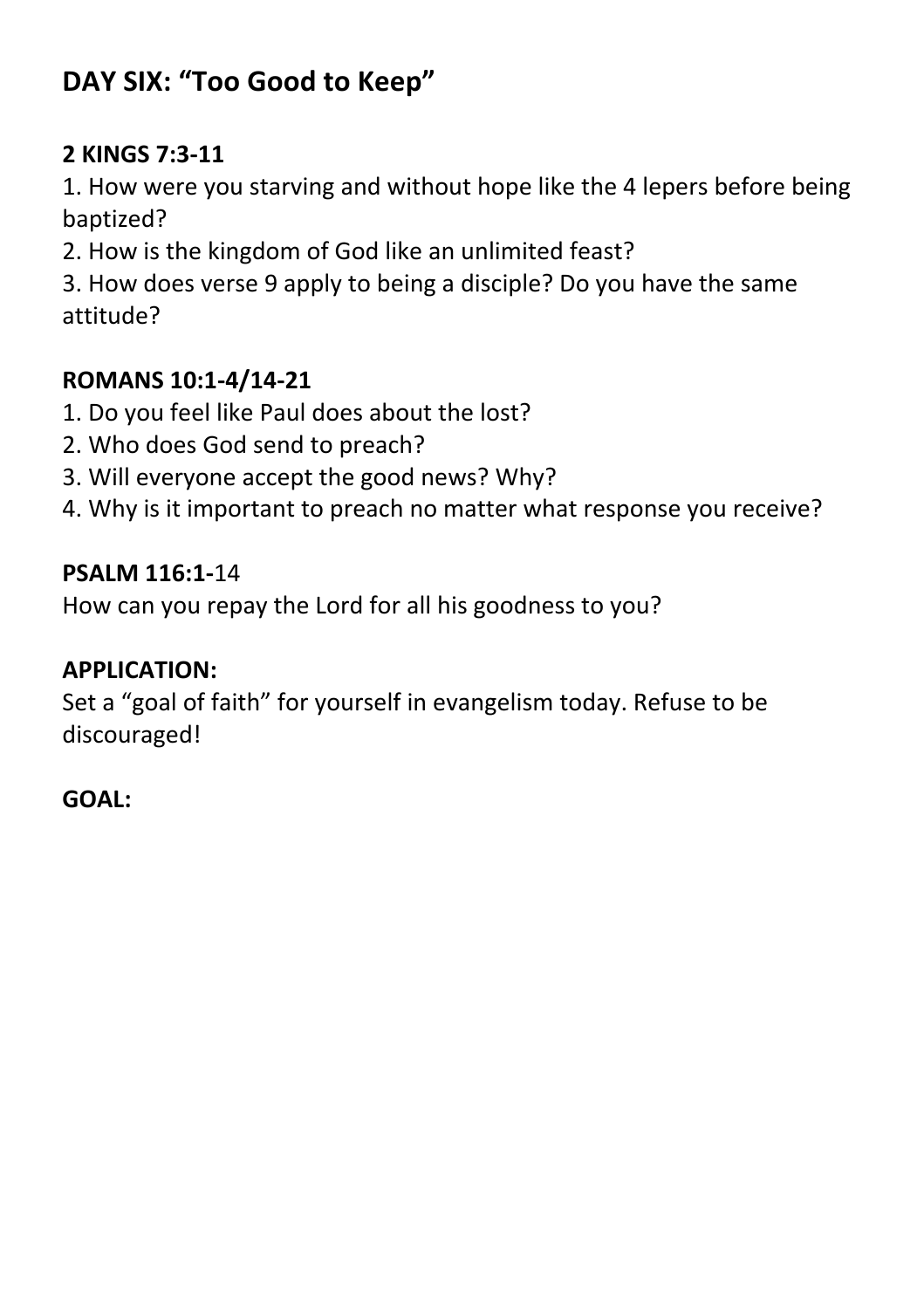## DAY SIX: “Too Good to Keep”

**2 KINGS 7:3-11**

1. How were you starving and without hope like the 4 lepers before being baptized?
2. How is the kingdom of God like an unlimited feast?
3. How does verse 9 apply to being a disciple? Do you have the same attitude?

**ROMANS 10:1-4/14-21**

1. Do you feel like Paul does about the lost?
2. Who does God send to preach?
3. Will everyone accept the good news? Why?
4. Why is it important to preach no matter what response you receive?

**PSALM 116:1-**14

How can you repay the Lord for all his goodness to you?

**APPLICATION:**

Set a “goal of faith” for yourself in evangelism today. Refuse to be discouraged!

**GOAL:**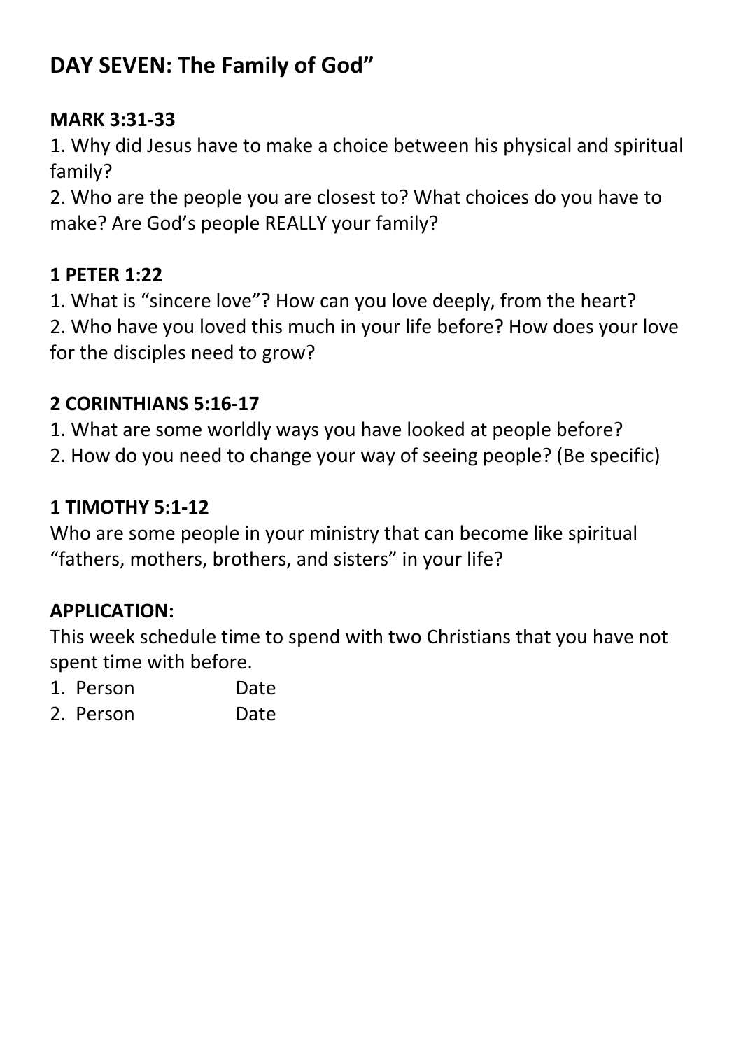## DAY SEVEN: The Family of God"

**MARK 3:31-33**

1. Why did Jesus have to make a choice between his physical and spiritual family?
2. Who are the people you are closest to? What choices do you have to make? Are God's people REALLY your family?

**1 PETER 1:22**

1. What is "sincere love"? How can you love deeply, from the heart?
2. Who have you loved this much in your life before? How does your love for the disciples need to grow?

**2 CORINTHIANS 5:16-17**

1. What are some worldly ways you have looked at people before?
2. How do you need to change your way of seeing people? (Be specific)

**1 TIMOTHY 5:1-12**

Who are some people in your ministry that can become like spiritual "fathers, mothers, brothers, and sisters" in your life?

**APPLICATION:**

This week schedule time to spend with two Christians that you have not spent time with before.

1. Person Date
2. Person Date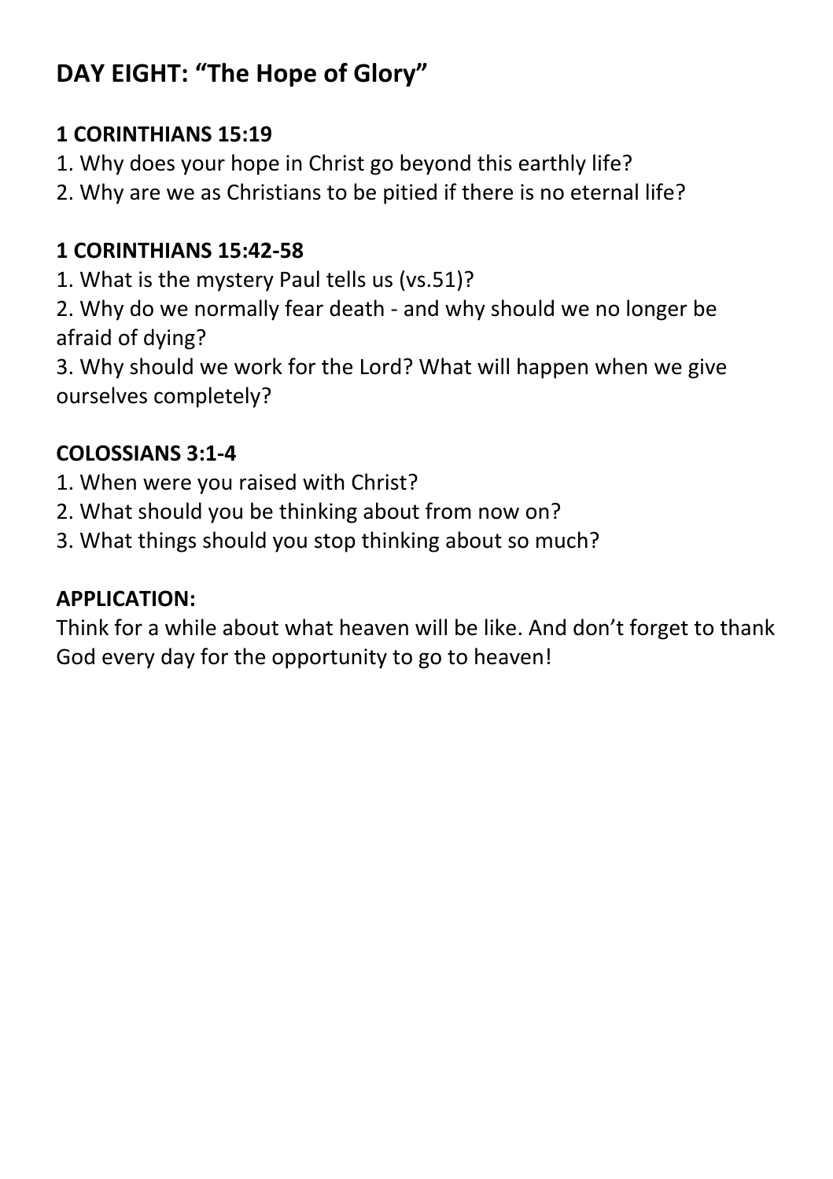## DAY EIGHT: "The Hope of Glory"

**1 CORINTHIANS 15:19**

1. Why does your hope in Christ go beyond this earthly life?
2. Why are we as Christians to be pitied if there is no eternal life?

**1 CORINTHIANS 15:42-58**

1. What is the mystery Paul tells us (vs.51)?
2. Why do we normally fear death - and why should we no longer be afraid of dying?
3. Why should we work for the Lord? What will happen when we give ourselves completely?

**COLOSSIANS 3:1-4**

1. When were you raised with Christ?
2. What should you be thinking about from now on?
3. What things should you stop thinking about so much?

**APPLICATION:**

Think for a while about what heaven will be like. And don't forget to thank God every day for the opportunity to go to heaven!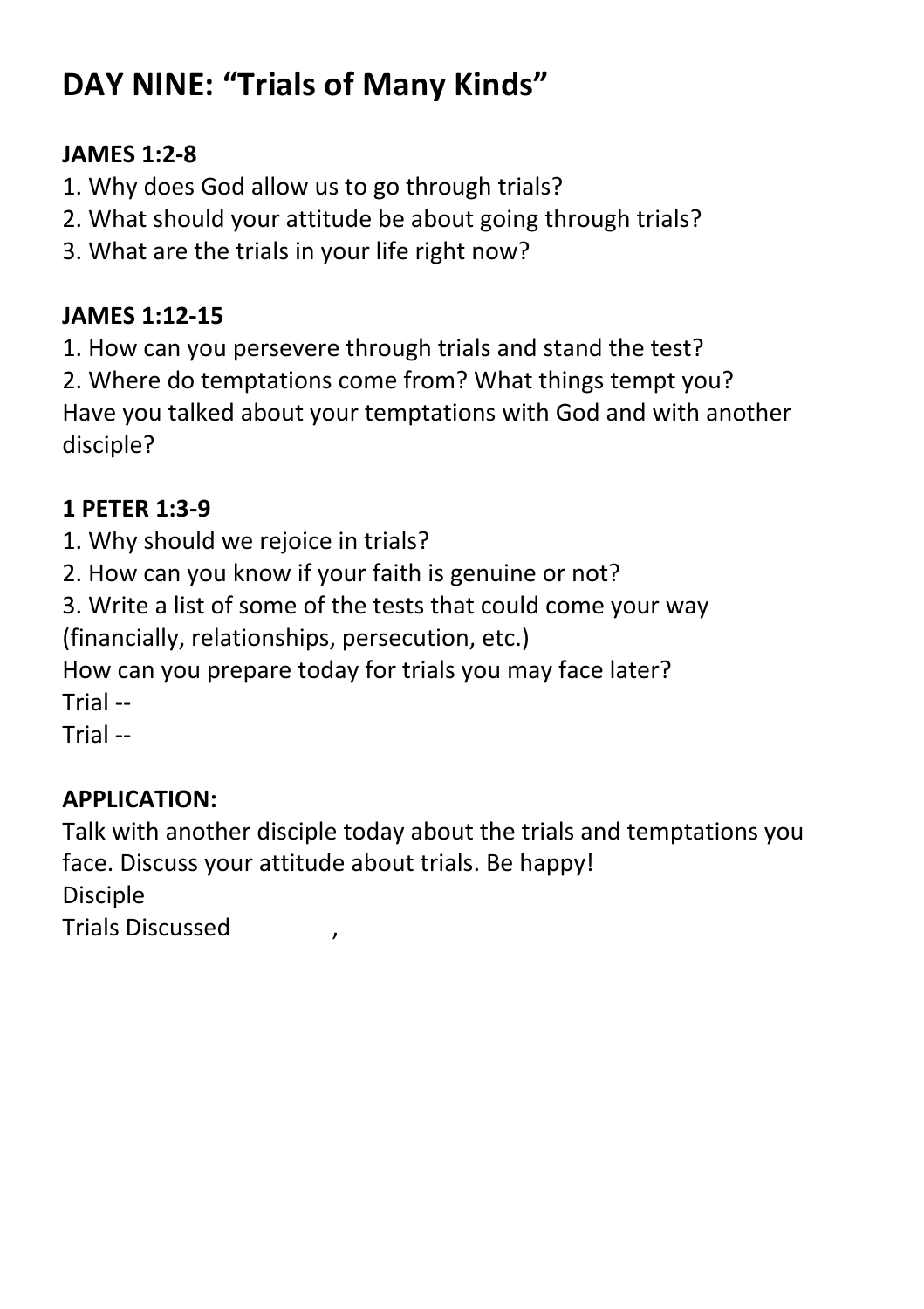# DAY NINE: "Trials of Many Kinds"

**JAMES 1:2-8**

1. Why does God allow us to go through trials?
2. What should your attitude be about going through trials?
3. What are the trials in your life right now?

**JAMES 1:12-15**

1. How can you persevere through trials and stand the test?
2. Where do temptations come from? What things tempt you? Have you talked about your temptations with God and with another disciple?

**1 PETER 1:3-9**

1. Why should we rejoice in trials?
2. How can you know if your faith is genuine or not?
3. Write a list of some of the tests that could come your way (financially, relationships, persecution, etc.)

How can you prepare today for trials you may face later?
Trial --
Trial --

**APPLICATION:**

Talk with another disciple today about the trials and temptations you face. Discuss your attitude about trials. Be happy!
Disciple
Trials Discussed ,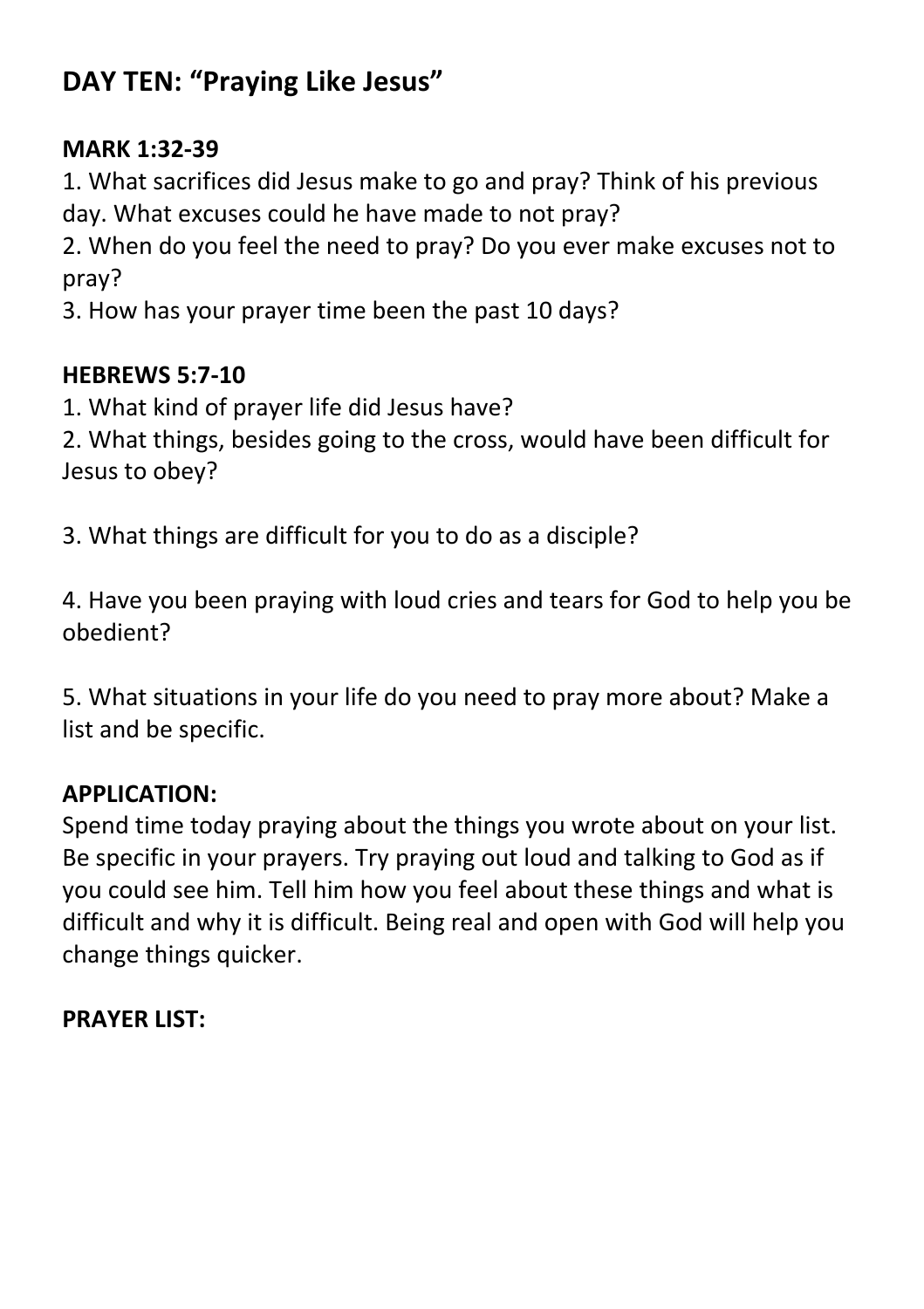# DAY TEN: “Praying Like Jesus”

**MARK 1:32-39**

1. What sacrifices did Jesus make to go and pray? Think of his previous day. What excuses could he have made to not pray?
2. When do you feel the need to pray? Do you ever make excuses not to pray?
3. How has your prayer time been the past 10 days?

**HEBREWS 5:7-10**

1. What kind of prayer life did Jesus have?
2. What things, besides going to the cross, would have been difficult for Jesus to obey?
3. What things are difficult for you to do as a disciple?
4. Have you been praying with loud cries and tears for God to help you be obedient?
5. What situations in your life do you need to pray more about? Make a list and be specific.

**APPLICATION:**

Spend time today praying about the things you wrote about on your list. Be specific in your prayers. Try praying out loud and talking to God as if you could see him. Tell him how you feel about these things and what is difficult and why it is difficult. Being real and open with God will help you change things quicker.

**PRAYER LIST:**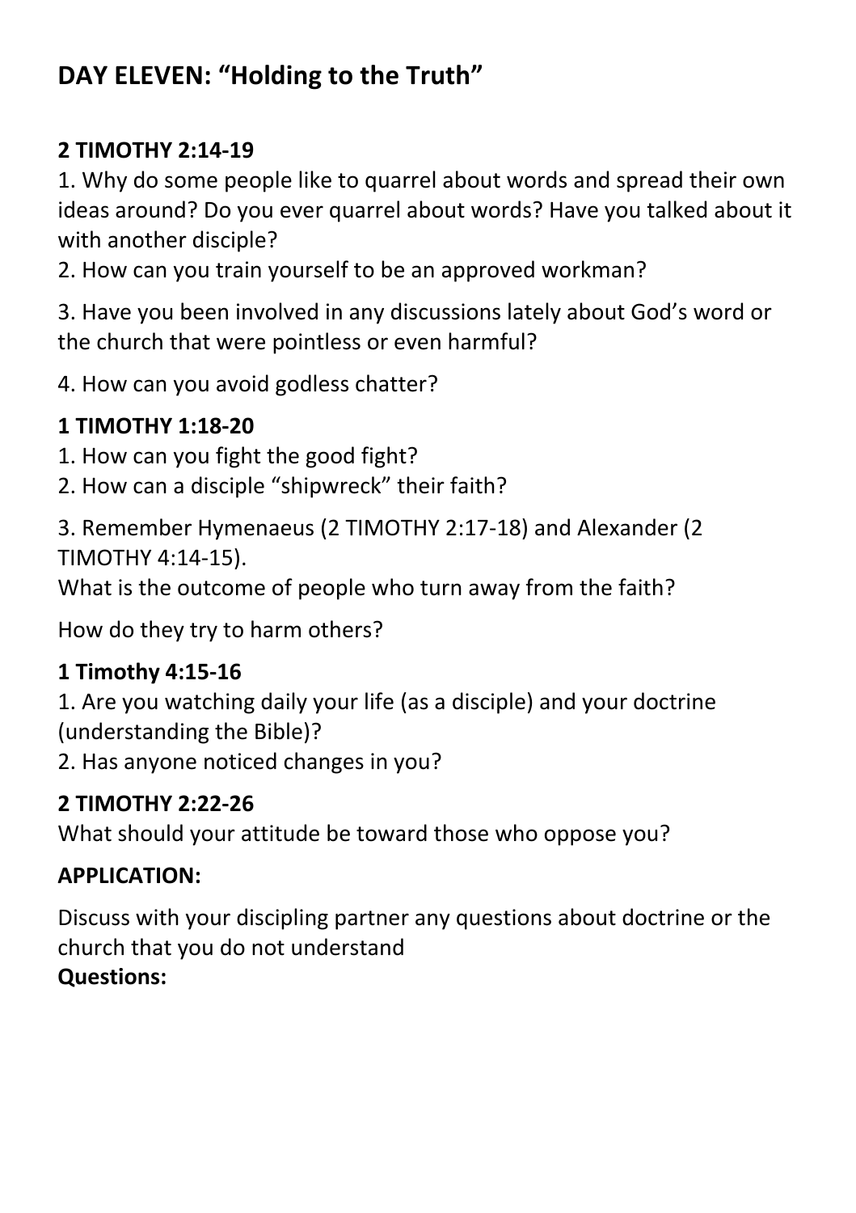## DAY ELEVEN: "Holding to the Truth"

**2 TIMOTHY 2:14-19**

1. Why do some people like to quarrel about words and spread their own ideas around? Do you ever quarrel about words? Have you talked about it with another disciple?
2. How can you train yourself to be an approved workman?

3. Have you been involved in any discussions lately about God's word or the church that were pointless or even harmful?

4. How can you avoid godless chatter?

**1 TIMOTHY 1:18-20**

1. How can you fight the good fight?
2. How can a disciple "shipwreck" their faith?

3. Remember Hymenaeus (2 TIMOTHY 2:17-18) and Alexander (2 TIMOTHY 4:14-15).

What is the outcome of people who turn away from the faith?

How do they try to harm others?

**1 Timothy 4:15-16**

1. Are you watching daily your life (as a disciple) and your doctrine (understanding the Bible)?
2. Has anyone noticed changes in you?

**2 TIMOTHY 2:22-26**

What should your attitude be toward those who oppose you?

**APPLICATION:**

Discuss with your discipling partner any questions about doctrine or the church that you do not understand

**Questions:**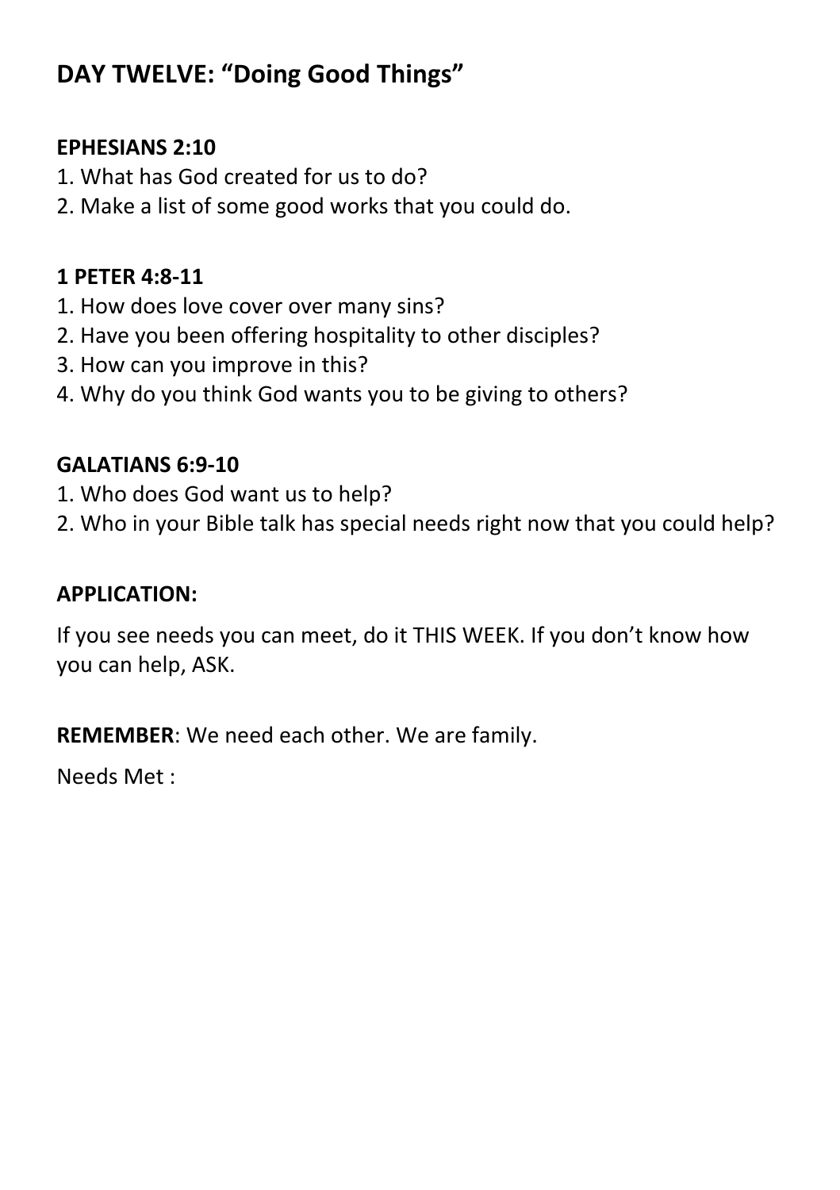## DAY TWELVE: "Doing Good Things"

**EPHESIANS 2:10**

1. What has God created for us to do?
2. Make a list of some good works that you could do.

**1 PETER 4:8-11**

1. How does love cover over many sins?
2. Have you been offering hospitality to other disciples?
3. How can you improve in this?
4. Why do you think God wants you to be giving to others?

**GALATIANS 6:9-10**

1. Who does God want us to help?
2. Who in your Bible talk has special needs right now that you could help?

**APPLICATION:**

If you see needs you can meet, do it THIS WEEK. If you don't know how you can help, ASK.

**REMEMBER**: We need each other. We are family.

Needs Met :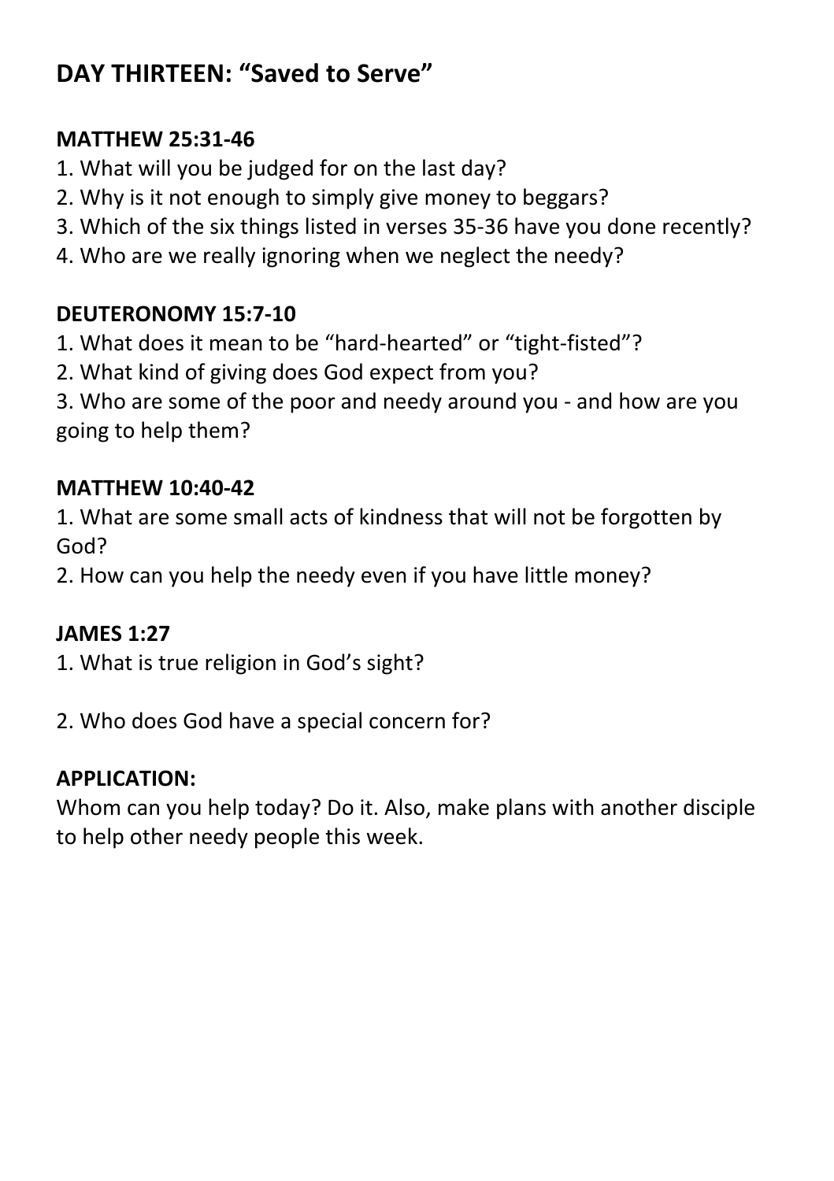## DAY THIRTEEN: "Saved to Serve"

**MATTHEW 25:31-46**

1. What will you be judged for on the last day?
2. Why is it not enough to simply give money to beggars?
3. Which of the six things listed in verses 35-36 have you done recently?
4. Who are we really ignoring when we neglect the needy?

**DEUTERONOMY 15:7-10**

1. What does it mean to be "hard-hearted" or "tight-fisted"?
2. What kind of giving does God expect from you?
3. Who are some of the poor and needy around you - and how are you going to help them?

**MATTHEW 10:40-42**

1. What are some small acts of kindness that will not be forgotten by God?
2. How can you help the needy even if you have little money?

**JAMES 1:27**

1. What is true religion in God's sight?

2. Who does God have a special concern for?

**APPLICATION:**

Whom can you help today? Do it. Also, make plans with another disciple to help other needy people this week.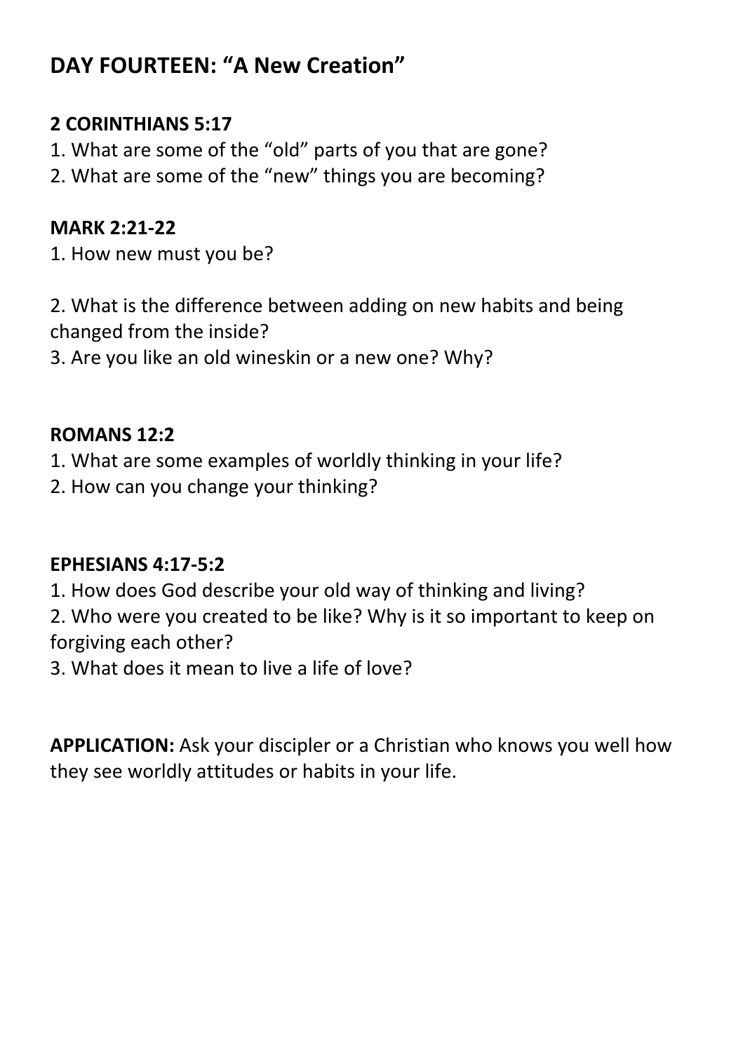## DAY FOURTEEN: “A New Creation”

**2 CORINTHIANS 5:17**

1. What are some of the “old” parts of you that are gone?
2. What are some of the “new” things you are becoming?

**MARK 2:21-22**

1. How new must you be?

2. What is the difference between adding on new habits and being changed from the inside?
3. Are you like an old wineskin or a new one? Why?

**ROMANS 12:2**

1. What are some examples of worldly thinking in your life?
2. How can you change your thinking?

**EPHESIANS 4:17-5:2**

1. How does God describe your old way of thinking and living?
2. Who were you created to be like? Why is it so important to keep on forgiving each other?
3. What does it mean to live a life of love?

**APPLICATION:** Ask your discipler or a Christian who knows you well how they see worldly attitudes or habits in your life.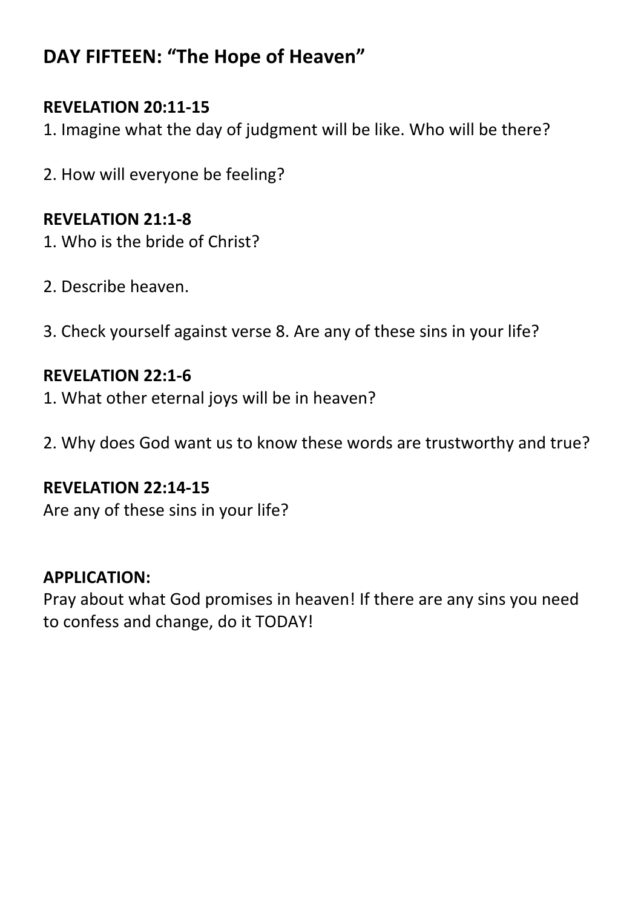## DAY FIFTEEN: "The Hope of Heaven"

**REVELATION 20:11-15**

1. Imagine what the day of judgment will be like. Who will be there?

2. How will everyone be feeling?

**REVELATION 21:1-8**

1. Who is the bride of Christ?

2. Describe heaven.

3. Check yourself against verse 8. Are any of these sins in your life?

**REVELATION 22:1-6**

1. What other eternal joys will be in heaven?

2. Why does God want us to know these words are trustworthy and true?

**REVELATION 22:14-15**

Are any of these sins in your life?

**APPLICATION:**

Pray about what God promises in heaven! If there are any sins you need to confess and change, do it TODAY!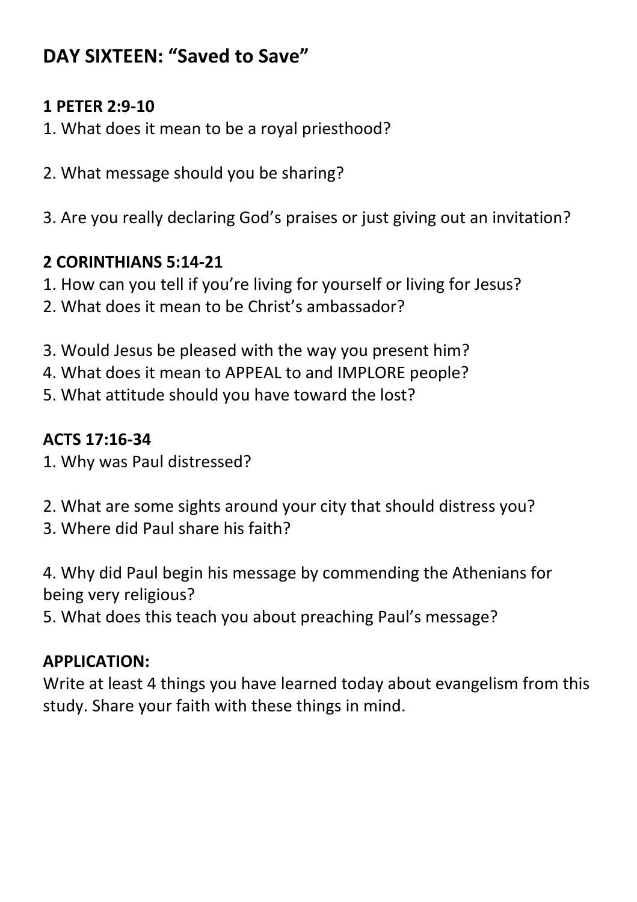## DAY SIXTEEN: "Saved to Save"

**1 PETER 2:9-10**

1. What does it mean to be a royal priesthood?

2. What message should you be sharing?

3. Are you really declaring God's praises or just giving out an invitation?

**2 CORINTHIANS 5:14-21**

1. How can you tell if you're living for yourself or living for Jesus?
2. What does it mean to be Christ's ambassador?

3. Would Jesus be pleased with the way you present him?
4. What does it mean to APPEAL to and IMPLORE people?
5. What attitude should you have toward the lost?

**ACTS 17:16-34**

1. Why was Paul distressed?

2. What are some sights around your city that should distress you?
3. Where did Paul share his faith?

4. Why did Paul begin his message by commending the Athenians for being very religious?
5. What does this teach you about preaching Paul's message?

**APPLICATION:**

Write at least 4 things you have learned today about evangelism from this study. Share your faith with these things in mind.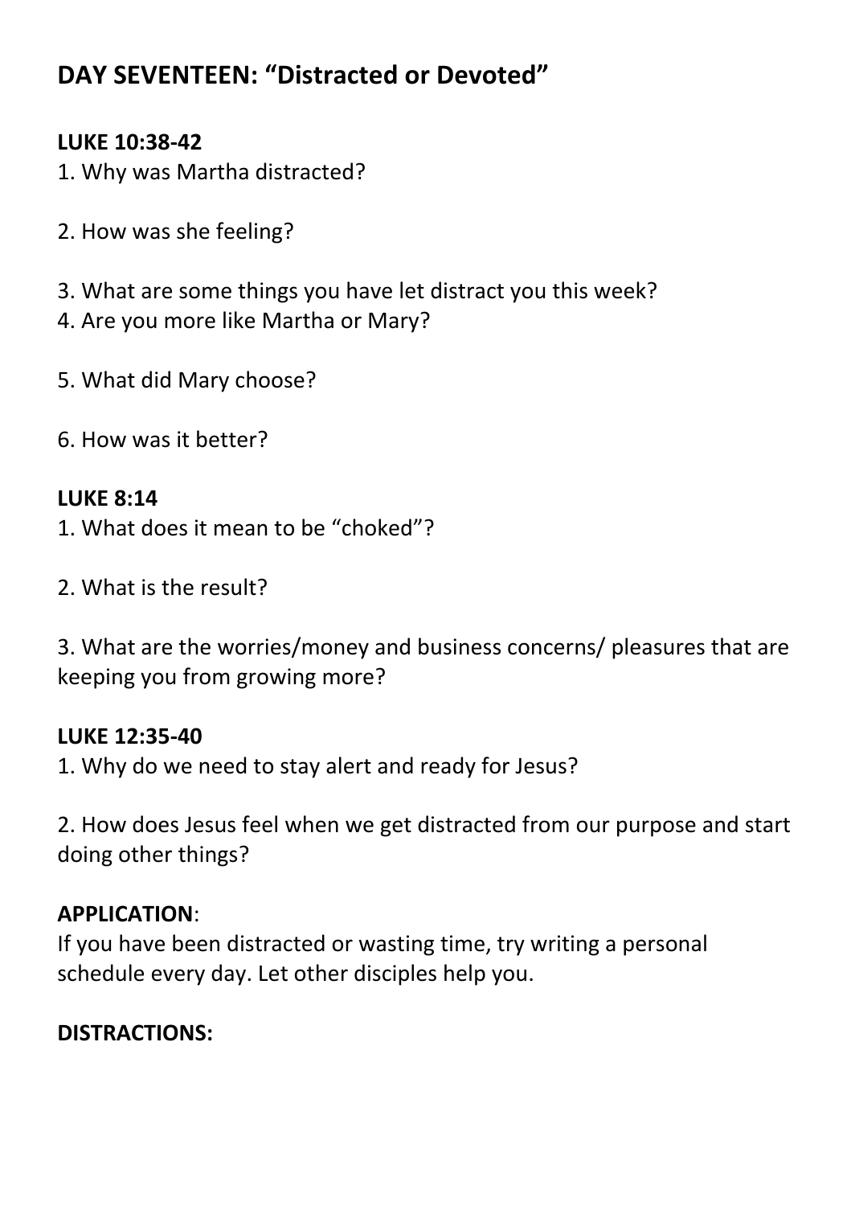## DAY SEVENTEEN: "Distracted or Devoted"

**LUKE 10:38-42**

1. Why was Martha distracted?

2. How was she feeling?

3. What are some things you have let distract you this week?
4. Are you more like Martha or Mary?

5. What did Mary choose?

6. How was it better?

**LUKE 8:14**

1. What does it mean to be "choked"?

2. What is the result?

3. What are the worries/money and business concerns/ pleasures that are keeping you from growing more?

**LUKE 12:35-40**

1. Why do we need to stay alert and ready for Jesus?

2. How does Jesus feel when we get distracted from our purpose and start doing other things?

**APPLICATION**:
If you have been distracted or wasting time, try writing a personal schedule every day. Let other disciples help you.

**DISTRACTIONS:**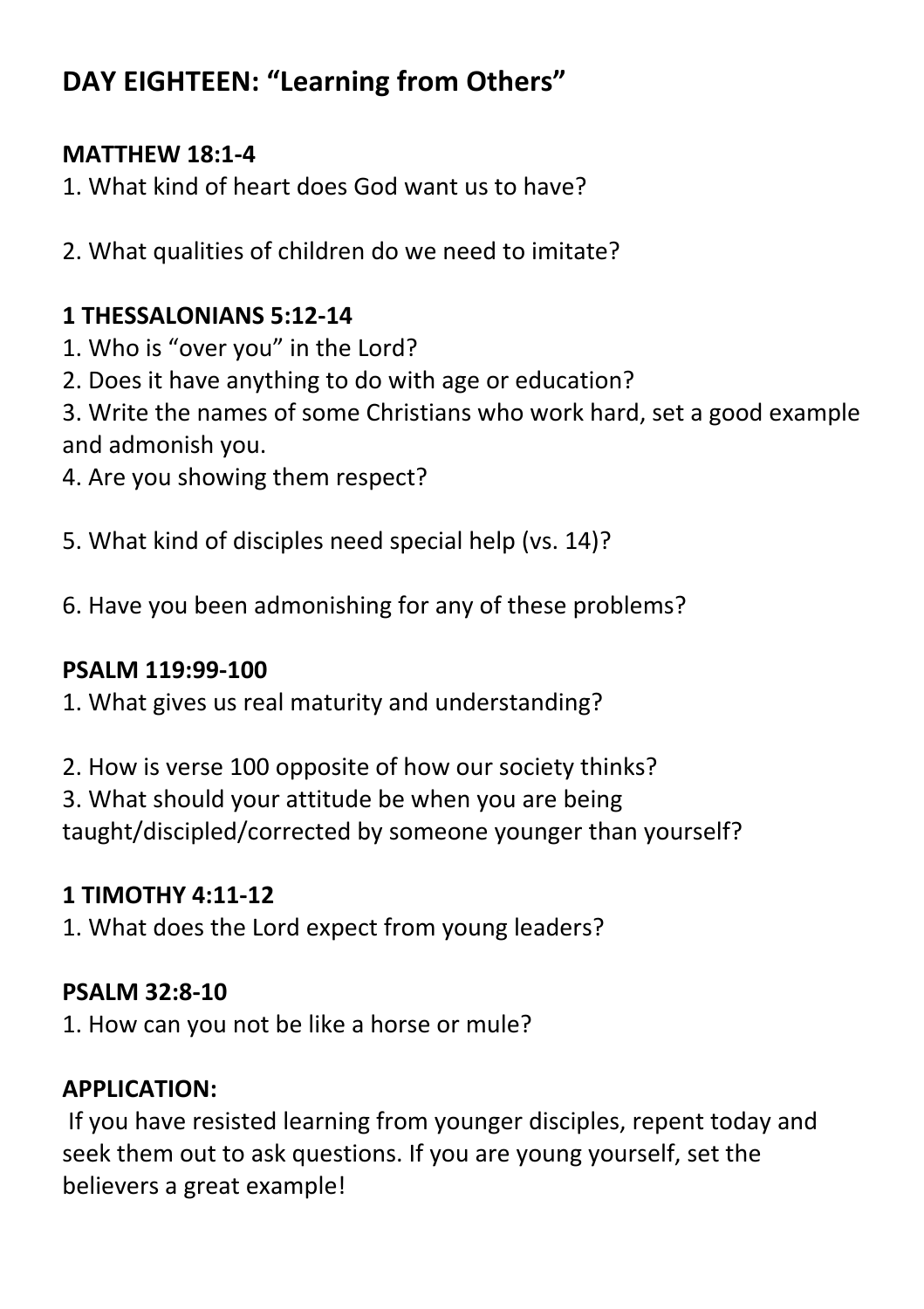## DAY EIGHTEEN: “Learning from Others”

**MATTHEW 18:1-4**

1. What kind of heart does God want us to have?

2. What qualities of children do we need to imitate?

**1 THESSALONIANS 5:12-14**

1. Who is “over you” in the Lord?
2. Does it have anything to do with age or education?
3. Write the names of some Christians who work hard, set a good example and admonish you.
4. Are you showing them respect?

5. What kind of disciples need special help (vs. 14)?

6. Have you been admonishing for any of these problems?

**PSALM 119:99-100**

1. What gives us real maturity and understanding?

2. How is verse 100 opposite of how our society thinks?
3. What should your attitude be when you are being taught/discipled/corrected by someone younger than yourself?

**1 TIMOTHY 4:11-12**

1. What does the Lord expect from young leaders?

**PSALM 32:8-10**

1. How can you not be like a horse or mule?

**APPLICATION:**

If you have resisted learning from younger disciples, repent today and seek them out to ask questions. If you are young yourself, set the believers a great example!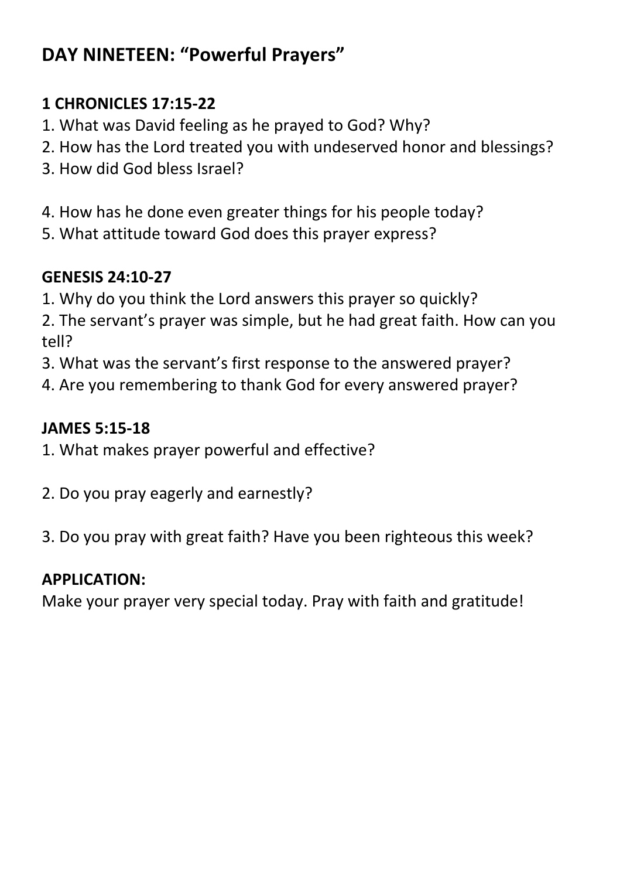## DAY NINETEEN: “Powerful Prayers”

**1 CHRONICLES 17:15-22**

1. What was David feeling as he prayed to God? Why?
2. How has the Lord treated you with undeserved honor and blessings?
3. How did God bless Israel?

4. How has he done even greater things for his people today?
5. What attitude toward God does this prayer express?

**GENESIS 24:10-27**

1. Why do you think the Lord answers this prayer so quickly?
2. The servant’s prayer was simple, but he had great faith. How can you tell?
3. What was the servant’s first response to the answered prayer?
4. Are you remembering to thank God for every answered prayer?

**JAMES 5:15-18**

1. What makes prayer powerful and effective?

2. Do you pray eagerly and earnestly?

3. Do you pray with great faith? Have you been righteous this week?

**APPLICATION:**

Make your prayer very special today. Pray with faith and gratitude!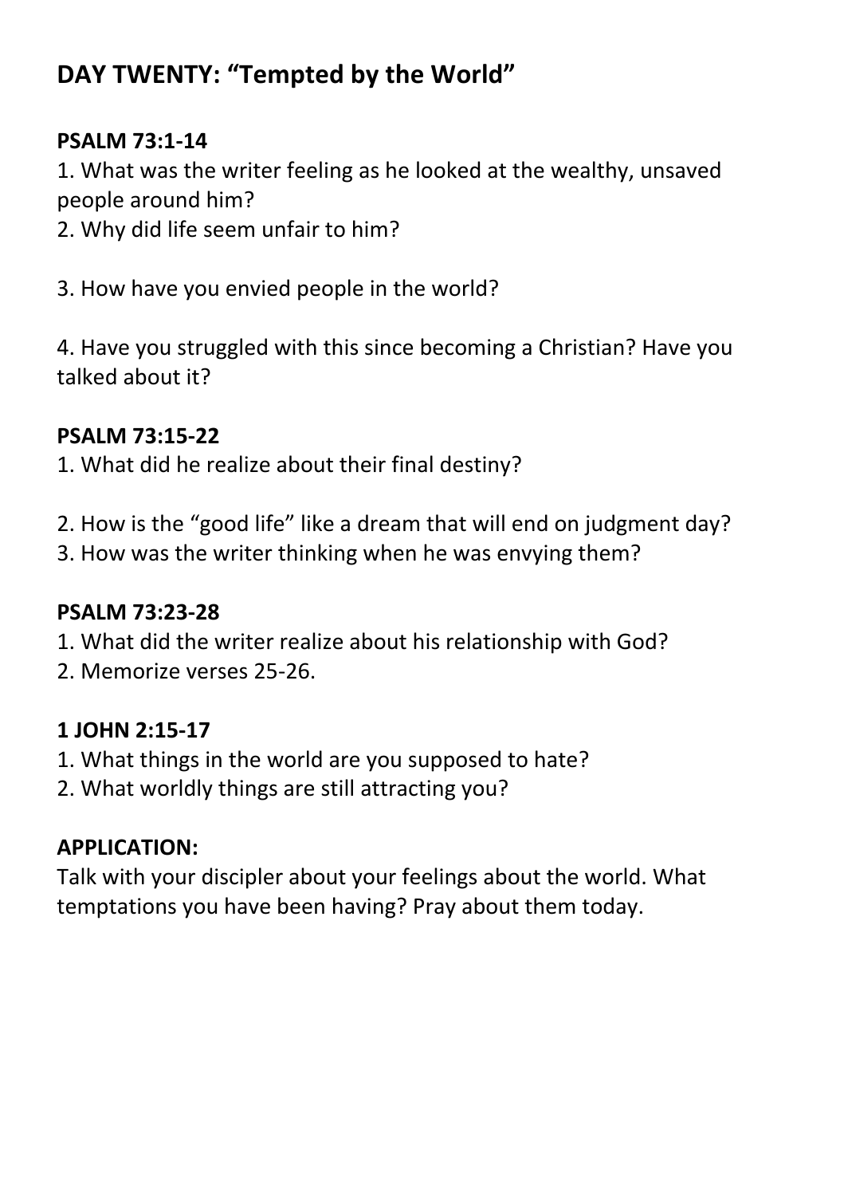## DAY TWENTY: "Tempted by the World"

**PSALM 73:1-14**

1. What was the writer feeling as he looked at the wealthy, unsaved people around him?
2. Why did life seem unfair to him?

3. How have you envied people in the world?

4. Have you struggled with this since becoming a Christian? Have you talked about it?

**PSALM 73:15-22**

1. What did he realize about their final destiny?

2. How is the "good life" like a dream that will end on judgment day?
3. How was the writer thinking when he was envying them?

**PSALM 73:23-28**

1. What did the writer realize about his relationship with God?
2. Memorize verses 25-26.

**1 JOHN 2:15-17**

1. What things in the world are you supposed to hate?
2. What worldly things are still attracting you?

**APPLICATION:**

Talk with your discipler about your feelings about the world. What temptations you have been having? Pray about them today.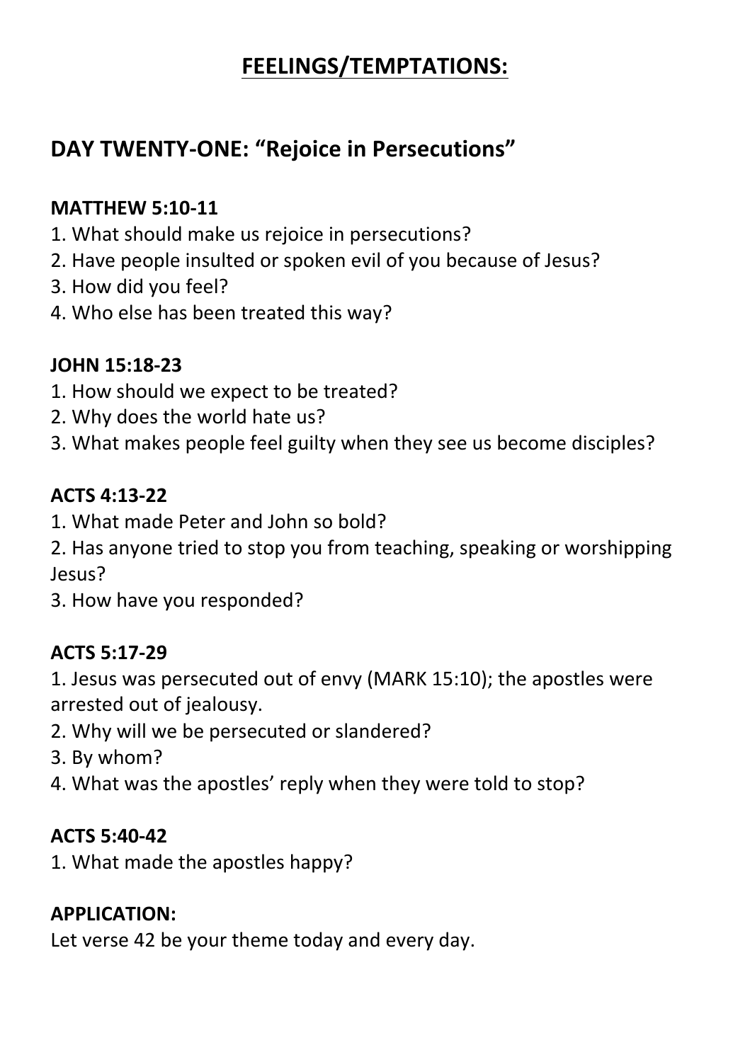# <u>FEELINGS/TEMPTATIONS:</u>

## DAY TWENTY-ONE: "Rejoice in Persecutions"

**MATTHEW 5:10-11**

1. What should make us rejoice in persecutions?
2. Have people insulted or spoken evil of you because of Jesus?
3. How did you feel?
4. Who else has been treated this way?

**JOHN 15:18-23**

1. How should we expect to be treated?
2. Why does the world hate us?
3. What makes people feel guilty when they see us become disciples?

**ACTS 4:13-22**

1. What made Peter and John so bold?
2. Has anyone tried to stop you from teaching, speaking or worshipping Jesus?
3. How have you responded?

**ACTS 5:17-29**

1. Jesus was persecuted out of envy (MARK 15:10); the apostles were arrested out of jealousy.
2. Why will we be persecuted or slandered?
3. By whom?
4. What was the apostles' reply when they were told to stop?

**ACTS 5:40-42**

1. What made the apostles happy?

**APPLICATION:**

Let verse 42 be your theme today and every day.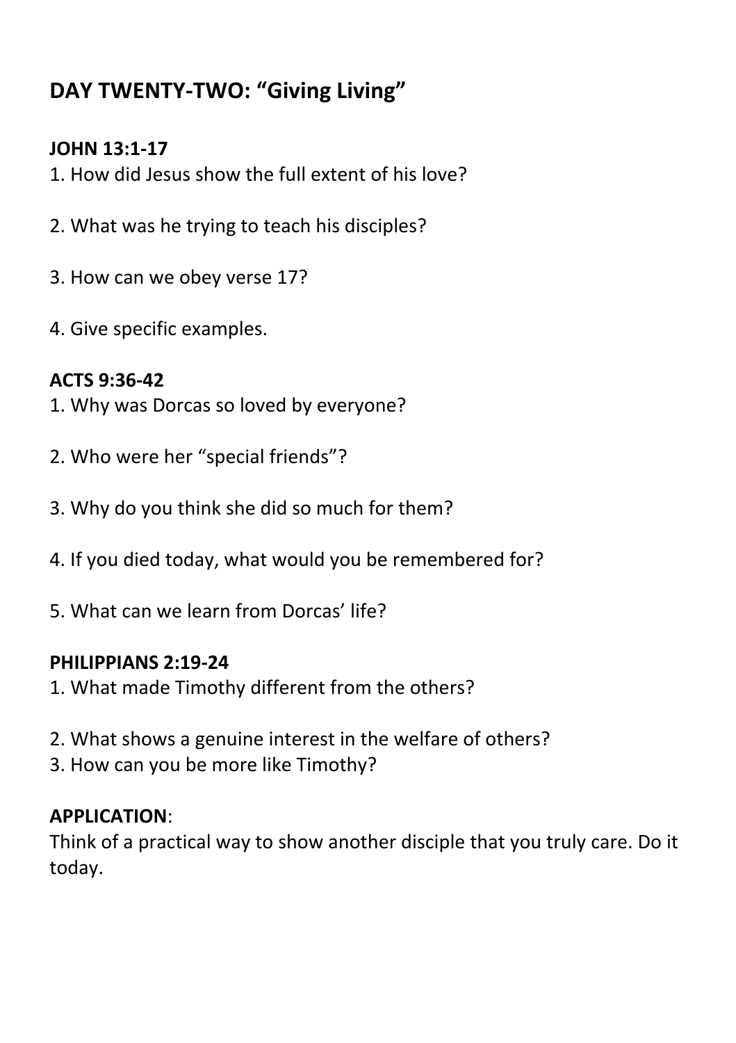## DAY TWENTY-TWO: "Giving Living"

**JOHN 13:1-17**

1. How did Jesus show the full extent of his love?

2. What was he trying to teach his disciples?

3. How can we obey verse 17?

4. Give specific examples.

**ACTS 9:36-42**

1. Why was Dorcas so loved by everyone?

2. Who were her "special friends"?

3. Why do you think she did so much for them?

4. If you died today, what would you be remembered for?

5. What can we learn from Dorcas' life?

**PHILIPPIANS 2:19-24**

1. What made Timothy different from the others?

2. What shows a genuine interest in the welfare of others?
3. How can you be more like Timothy?

**APPLICATION**:
Think of a practical way to show another disciple that you truly care. Do it today.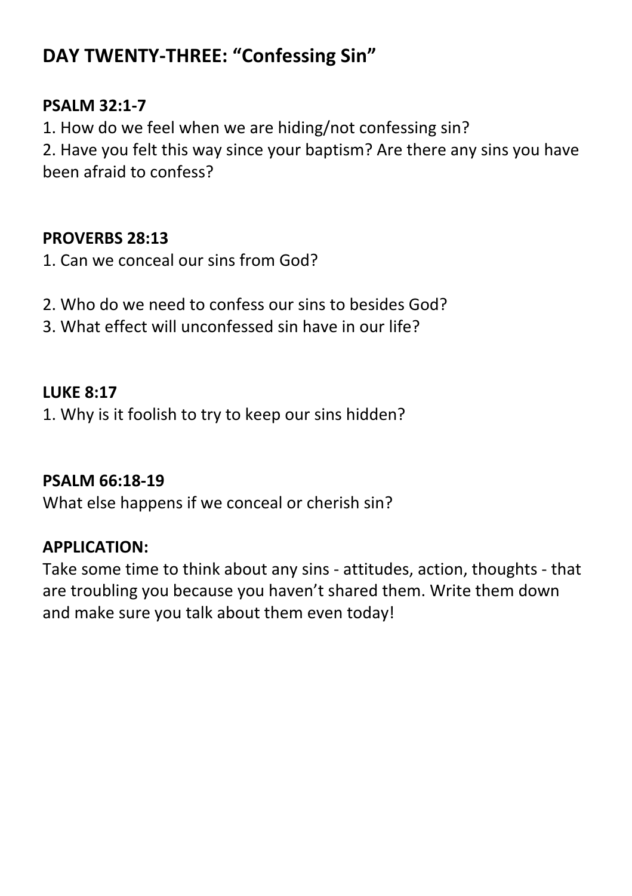## DAY TWENTY-THREE: "Confessing Sin"

**PSALM 32:1-7**

1. How do we feel when we are hiding/not confessing sin?
2. Have you felt this way since your baptism? Are there any sins you have been afraid to confess?

**PROVERBS 28:13**

1. Can we conceal our sins from God?
2. Who do we need to confess our sins to besides God?
3. What effect will unconfessed sin have in our life?

**LUKE 8:17**

1. Why is it foolish to try to keep our sins hidden?

**PSALM 66:18-19**

What else happens if we conceal or cherish sin?

**APPLICATION:**

Take some time to think about any sins - attitudes, action, thoughts - that are troubling you because you haven't shared them. Write them down and make sure you talk about them even today!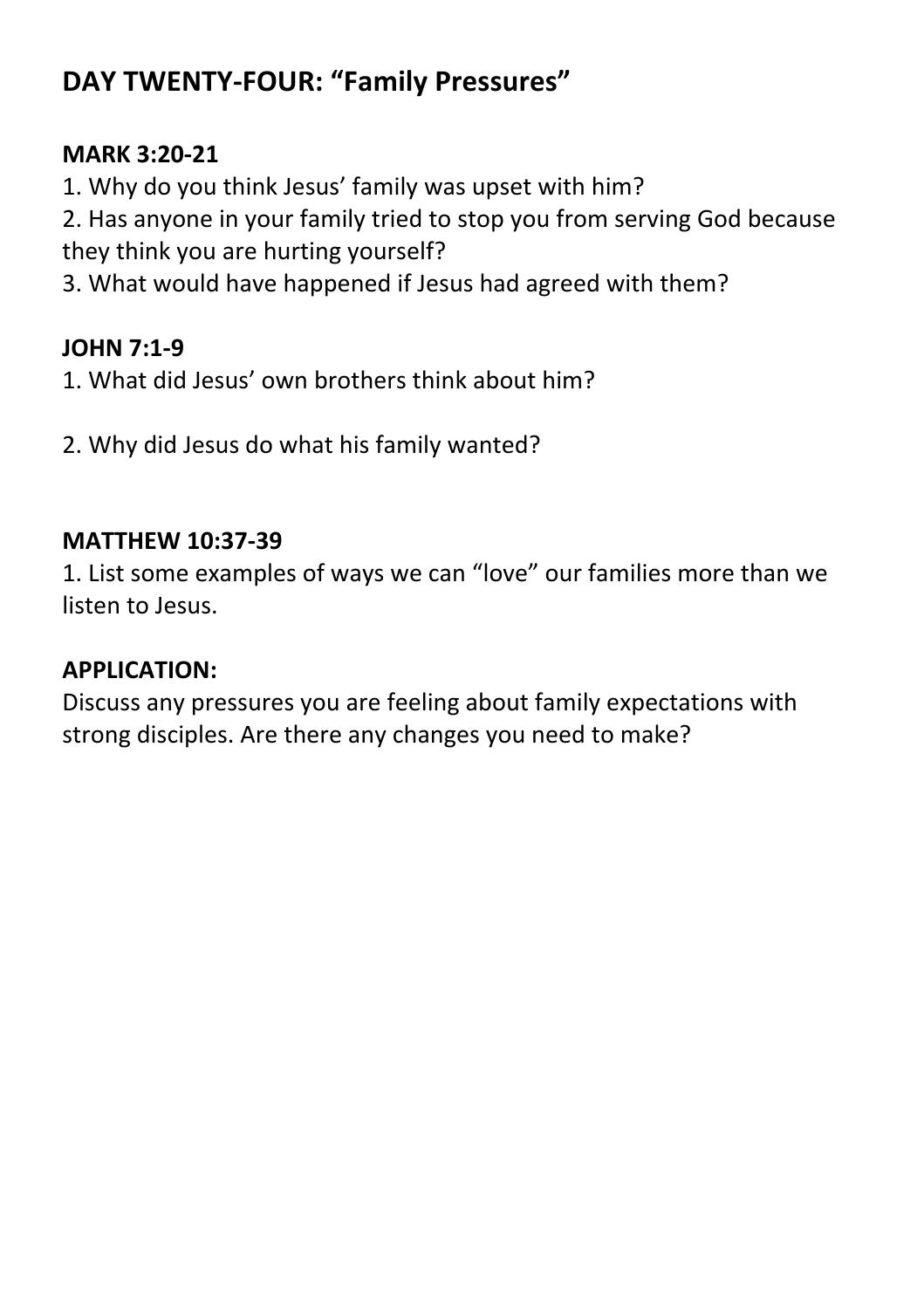## DAY TWENTY-FOUR: “Family Pressures”

**MARK 3:20-21**

1. Why do you think Jesus’ family was upset with him?
2. Has anyone in your family tried to stop you from serving God because they think you are hurting yourself?
3. What would have happened if Jesus had agreed with them?

**JOHN 7:1-9**

1. What did Jesus’ own brothers think about him?

2. Why did Jesus do what his family wanted?

**MATTHEW 10:37-39**

1. List some examples of ways we can “love” our families more than we listen to Jesus.

**APPLICATION:**

Discuss any pressures you are feeling about family expectations with strong disciples. Are there any changes you need to make?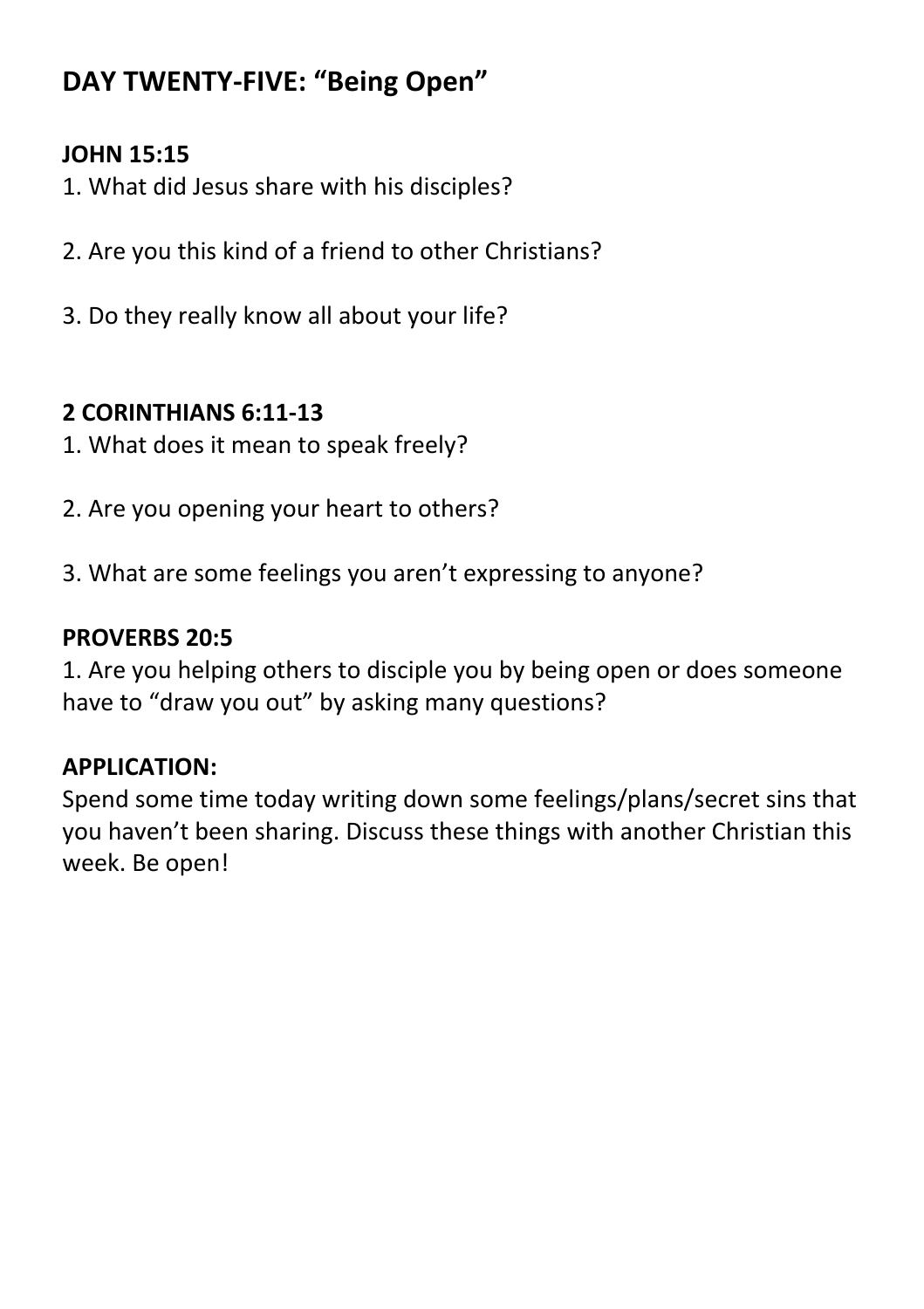## DAY TWENTY-FIVE: "Being Open"

**JOHN 15:15**

1. What did Jesus share with his disciples?

2. Are you this kind of a friend to other Christians?

3. Do they really know all about your life?

**2 CORINTHIANS 6:11-13**

1. What does it mean to speak freely?

2. Are you opening your heart to others?

3. What are some feelings you aren't expressing to anyone?

**PROVERBS 20:5**

1. Are you helping others to disciple you by being open or does someone have to "draw you out" by asking many questions?

**APPLICATION:**

Spend some time today writing down some feelings/plans/secret sins that you haven't been sharing. Discuss these things with another Christian this week. Be open!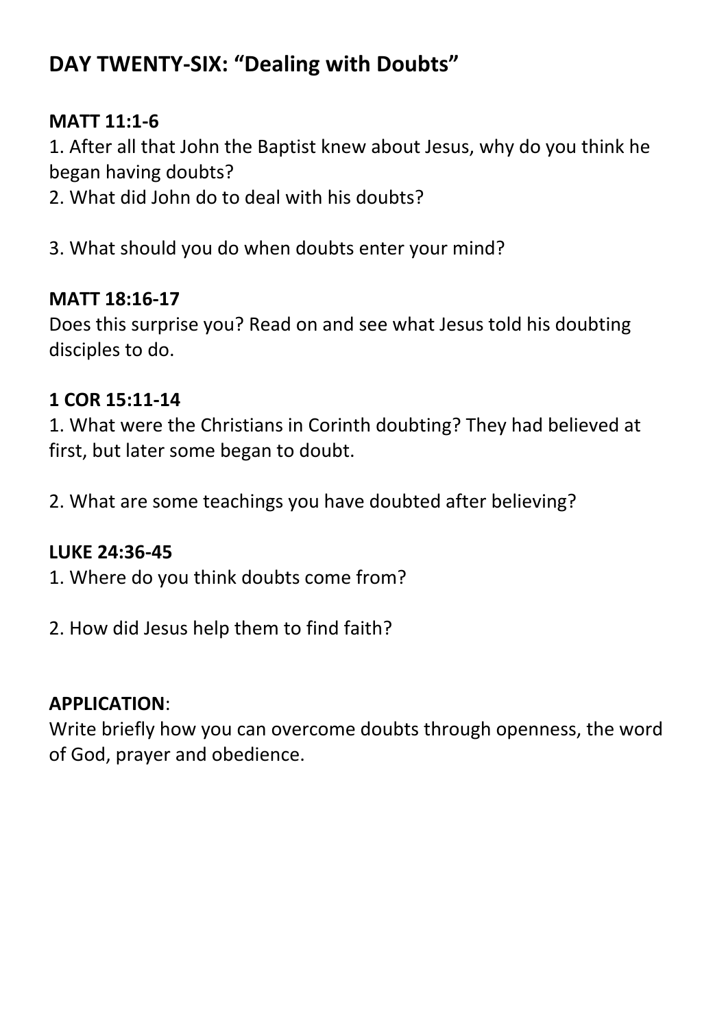## DAY TWENTY-SIX: "Dealing with Doubts"

**MATT 11:1-6**

1. After all that John the Baptist knew about Jesus, why do you think he began having doubts?
2. What did John do to deal with his doubts?

3. What should you do when doubts enter your mind?

**MATT 18:16-17**

Does this surprise you? Read on and see what Jesus told his doubting disciples to do.

**1 COR 15:11-14**

1. What were the Christians in Corinth doubting? They had believed at first, but later some began to doubt.

2. What are some teachings you have doubted after believing?

**LUKE 24:36-45**

1. Where do you think doubts come from?

2. How did Jesus help them to find faith?

**APPLICATION**:

Write briefly how you can overcome doubts through openness, the word of God, prayer and obedience.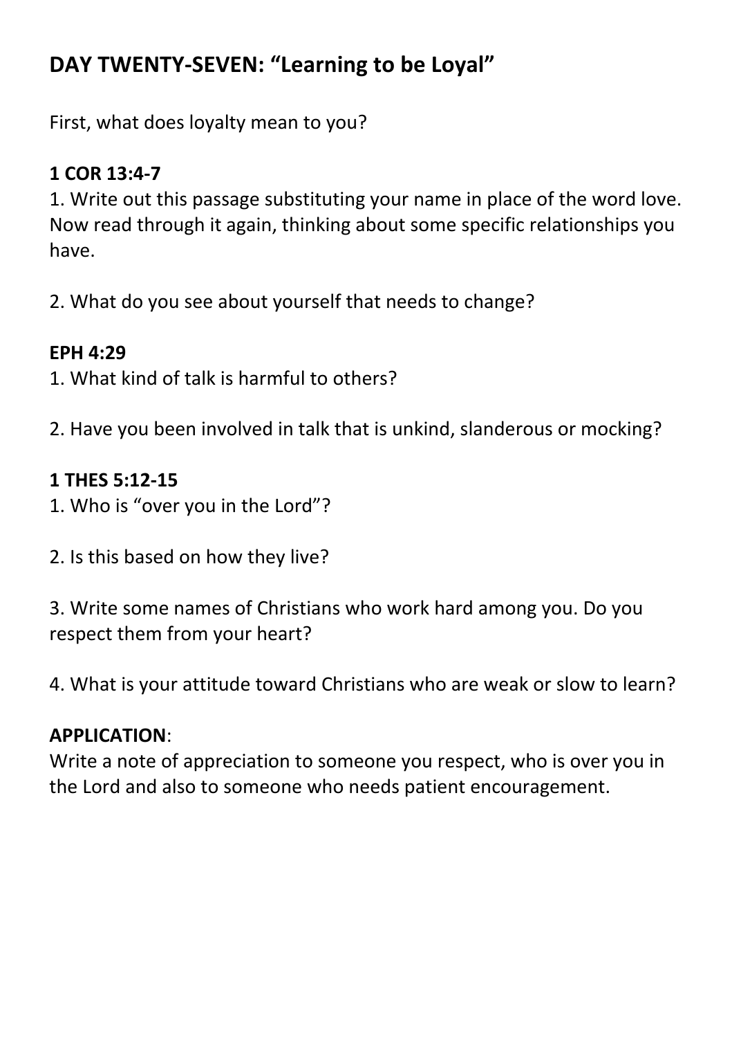## DAY TWENTY-SEVEN: "Learning to be Loyal"

First, what does loyalty mean to you?

**1 COR 13:4-7**

1. Write out this passage substituting your name in place of the word love. Now read through it again, thinking about some specific relationships you have.

2. What do you see about yourself that needs to change?

**EPH 4:29**

1. What kind of talk is harmful to others?

2. Have you been involved in talk that is unkind, slanderous or mocking?

**1 THES 5:12-15**

1. Who is "over you in the Lord"?

2. Is this based on how they live?

3. Write some names of Christians who work hard among you. Do you respect them from your heart?

4. What is your attitude toward Christians who are weak or slow to learn?

**APPLICATION**:

Write a note of appreciation to someone you respect, who is over you in the Lord and also to someone who needs patient encouragement.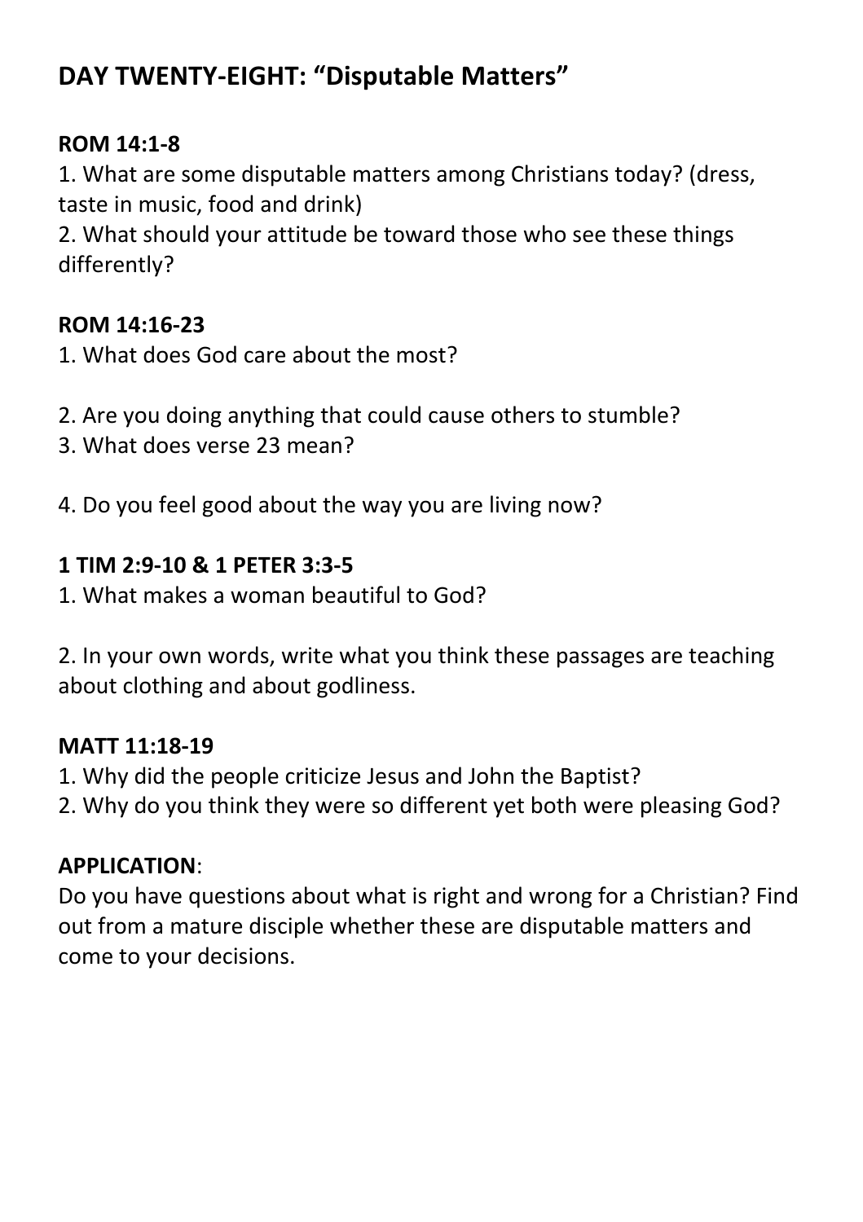## DAY TWENTY-EIGHT: "Disputable Matters"

**ROM 14:1-8**

1. What are some disputable matters among Christians today? (dress, taste in music, food and drink)
2. What should your attitude be toward those who see these things differently?

**ROM 14:16-23**

1. What does God care about the most?

2. Are you doing anything that could cause others to stumble?
3. What does verse 23 mean?

4. Do you feel good about the way you are living now?

**1 TIM 2:9-10 & 1 PETER 3:3-5**

1. What makes a woman beautiful to God?

2. In your own words, write what you think these passages are teaching about clothing and about godliness.

**MATT 11:18-19**

1. Why did the people criticize Jesus and John the Baptist?
2. Why do you think they were so different yet both were pleasing God?

**APPLICATION**:
Do you have questions about what is right and wrong for a Christian? Find out from a mature disciple whether these are disputable matters and come to your decisions.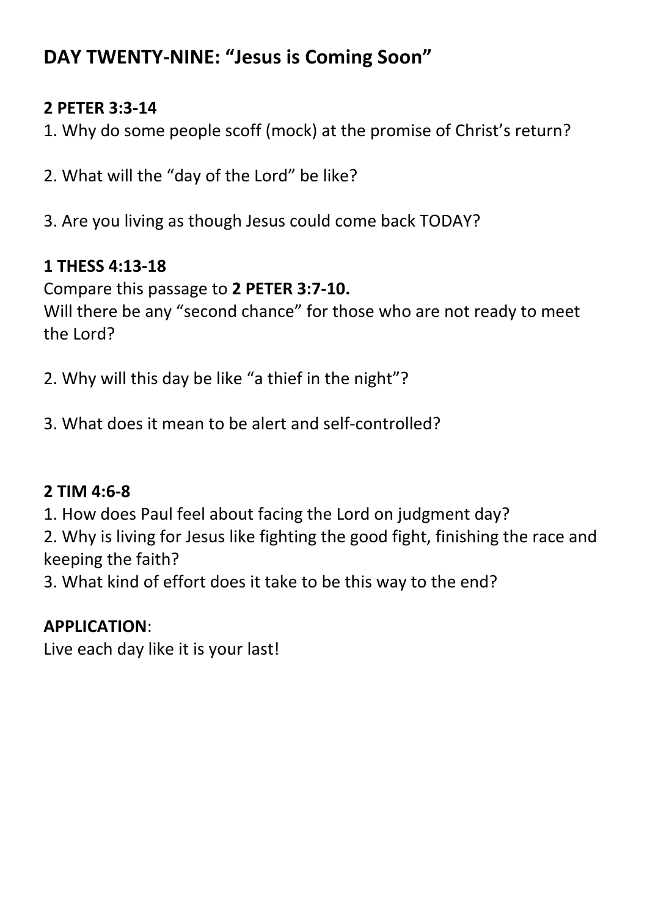## DAY TWENTY-NINE: "Jesus is Coming Soon"

**2 PETER 3:3-14**

1. Why do some people scoff (mock) at the promise of Christ's return?

2. What will the "day of the Lord" be like?

3. Are you living as though Jesus could come back TODAY?

**1 THESS 4:13-18**

Compare this passage to **2 PETER 3:7-10.**
Will there be any "second chance" for those who are not ready to meet the Lord?

2. Why will this day be like "a thief in the night"?

3. What does it mean to be alert and self-controlled?

**2 TIM 4:6-8**

1. How does Paul feel about facing the Lord on judgment day?
2. Why is living for Jesus like fighting the good fight, finishing the race and keeping the faith?
3. What kind of effort does it take to be this way to the end?

**APPLICATION**:
Live each day like it is your last!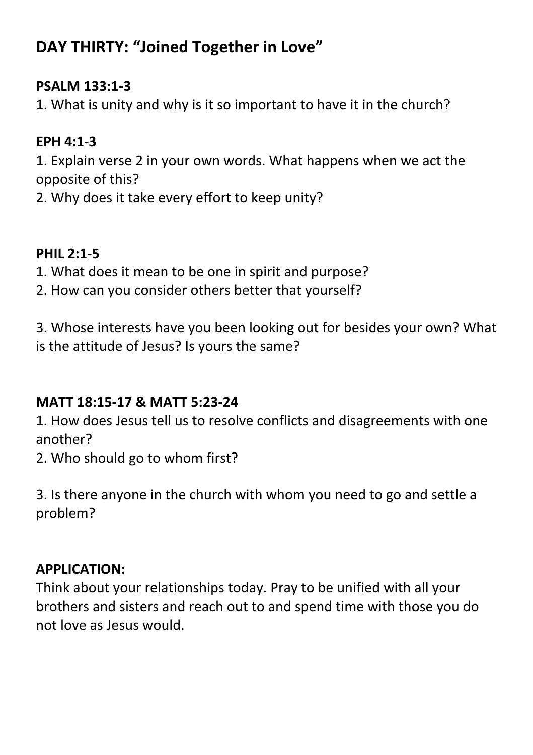## DAY THIRTY: "Joined Together in Love"

**PSALM 133:1-3**

1. What is unity and why is it so important to have it in the church?

**EPH 4:1-3**

1. Explain verse 2 in your own words. What happens when we act the opposite of this?
2. Why does it take every effort to keep unity?

**PHIL 2:1-5**

1. What does it mean to be one in spirit and purpose?
2. How can you consider others better that yourself?
3. Whose interests have you been looking out for besides your own? What is the attitude of Jesus? Is yours the same?

**MATT 18:15-17 & MATT 5:23-24**

1. How does Jesus tell us to resolve conflicts and disagreements with one another?
2. Who should go to whom first?
3. Is there anyone in the church with whom you need to go and settle a problem?

**APPLICATION:**

Think about your relationships today. Pray to be unified with all your brothers and sisters and reach out to and spend time with those you do not love as Jesus would.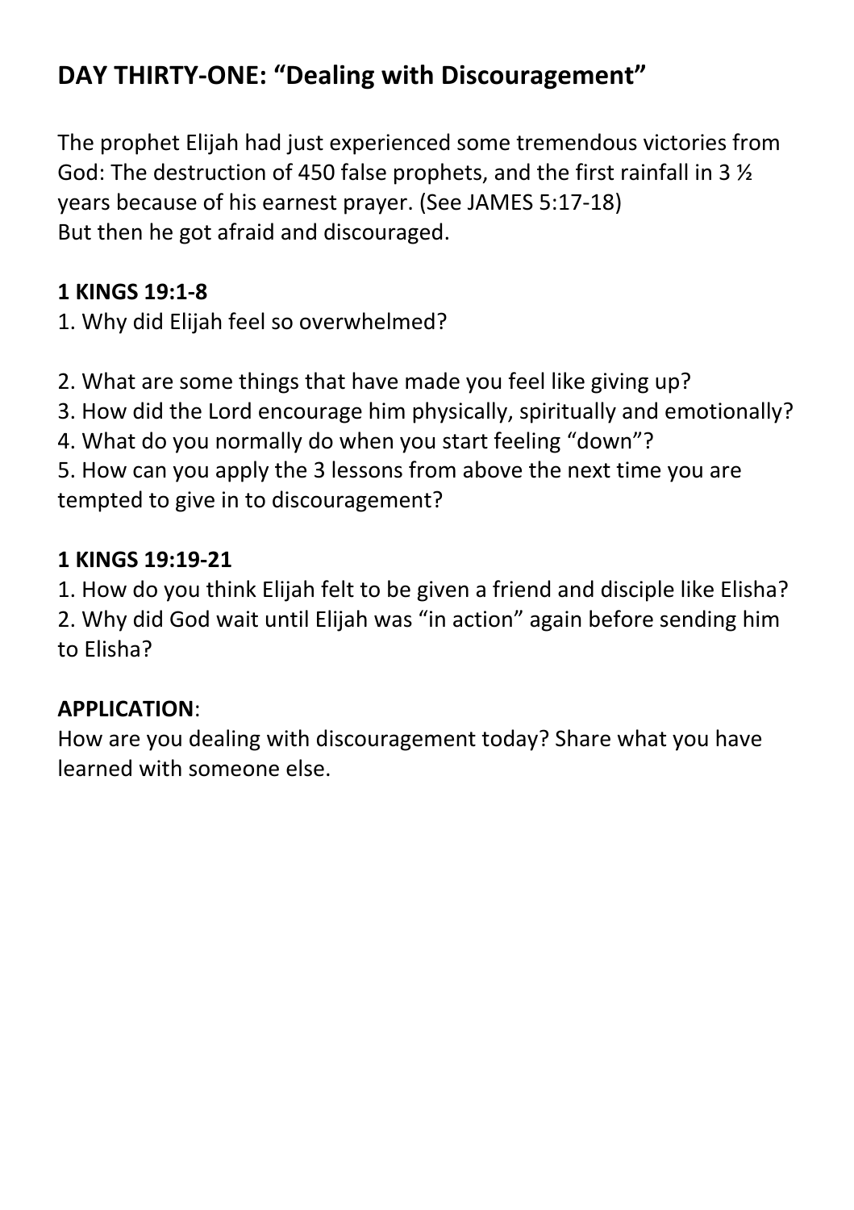## DAY THIRTY-ONE: "Dealing with Discouragement"

The prophet Elijah had just experienced some tremendous victories from God: The destruction of 450 false prophets, and the first rainfall in 3 ½ years because of his earnest prayer. (See JAMES 5:17-18)
But then he got afraid and discouraged.

**1 KINGS 19:1-8**

1. Why did Elijah feel so overwhelmed?

2. What are some things that have made you feel like giving up?
3. How did the Lord encourage him physically, spiritually and emotionally?
4. What do you normally do when you start feeling "down"?
5. How can you apply the 3 lessons from above the next time you are tempted to give in to discouragement?

**1 KINGS 19:19-21**

1. How do you think Elijah felt to be given a friend and disciple like Elisha?
2. Why did God wait until Elijah was "in action" again before sending him to Elisha?

**APPLICATION**:
How are you dealing with discouragement today? Share what you have learned with someone else.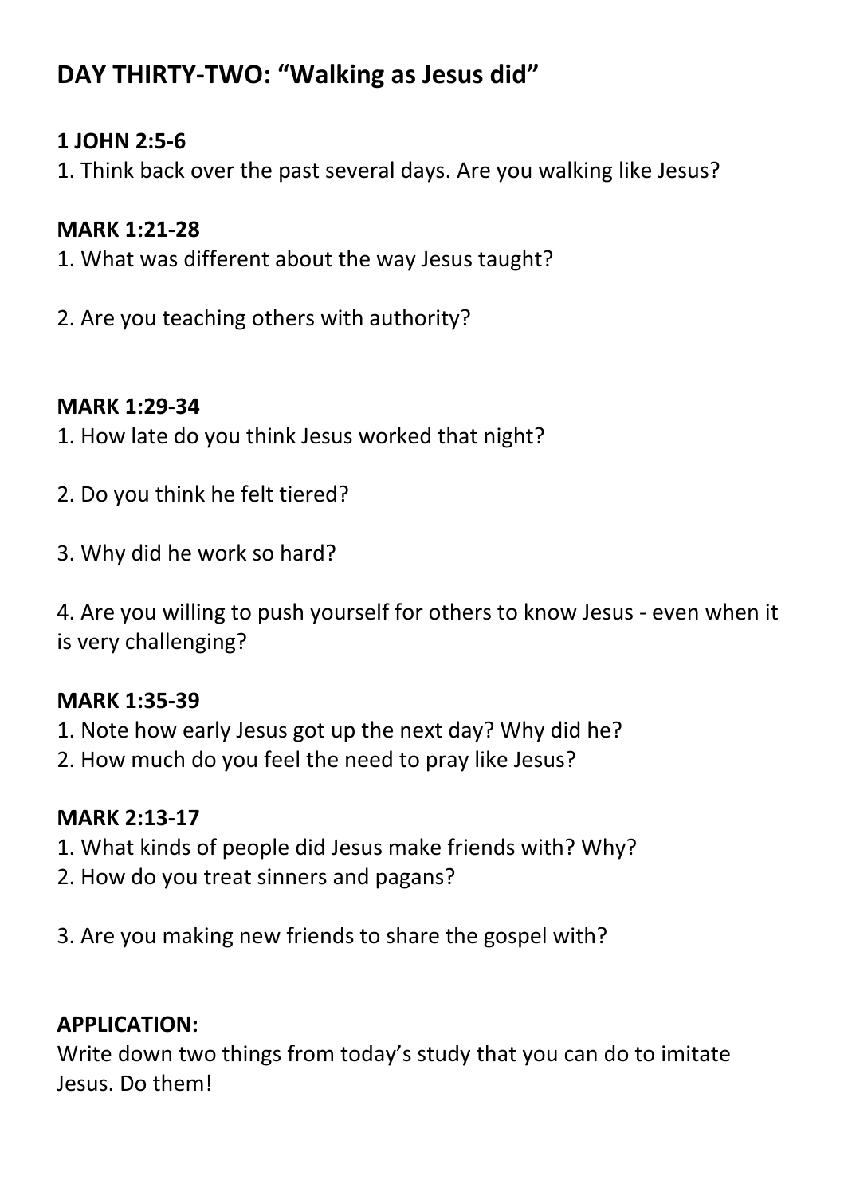## DAY THIRTY-TWO: "Walking as Jesus did"

**1 JOHN 2:5-6**

1. Think back over the past several days. Are you walking like Jesus?

**MARK 1:21-28**

1. What was different about the way Jesus taught?

2. Are you teaching others with authority?

**MARK 1:29-34**

1. How late do you think Jesus worked that night?

2. Do you think he felt tiered?

3. Why did he work so hard?

4. Are you willing to push yourself for others to know Jesus - even when it is very challenging?

**MARK 1:35-39**

1. Note how early Jesus got up the next day? Why did he?
2. How much do you feel the need to pray like Jesus?

**MARK 2:13-17**

1. What kinds of people did Jesus make friends with? Why?
2. How do you treat sinners and pagans?

3. Are you making new friends to share the gospel with?

**APPLICATION:**

Write down two things from today's study that you can do to imitate Jesus. Do them!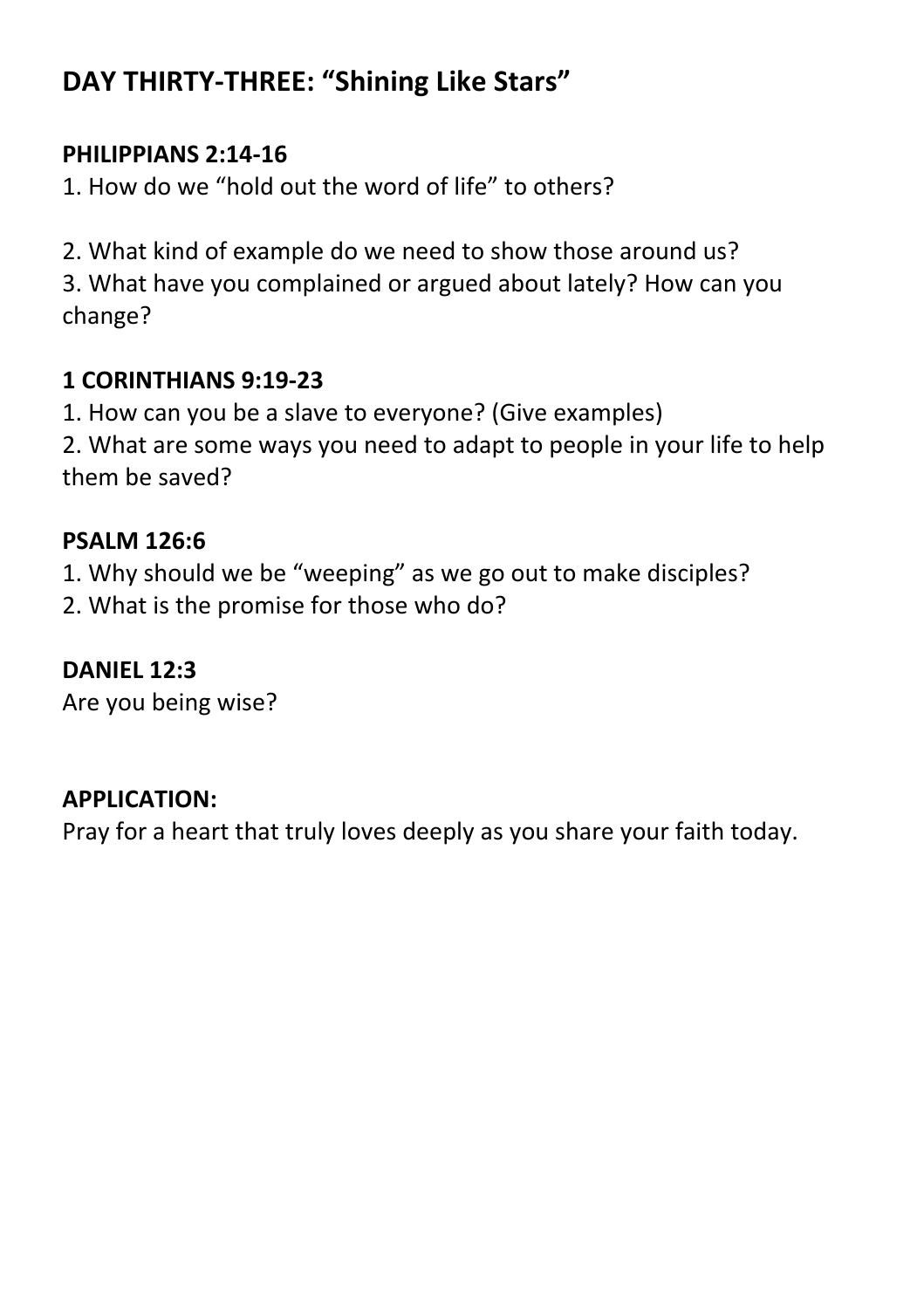## DAY THIRTY-THREE: "Shining Like Stars"

**PHILIPPIANS 2:14-16**

1. How do we "hold out the word of life" to others?

2. What kind of example do we need to show those around us?
3. What have you complained or argued about lately? How can you change?

**1 CORINTHIANS 9:19-23**

1. How can you be a slave to everyone? (Give examples)
2. What are some ways you need to adapt to people in your life to help them be saved?

**PSALM 126:6**

1. Why should we be "weeping" as we go out to make disciples?
2. What is the promise for those who do?

**DANIEL 12:3**

Are you being wise?

**APPLICATION:**

Pray for a heart that truly loves deeply as you share your faith today.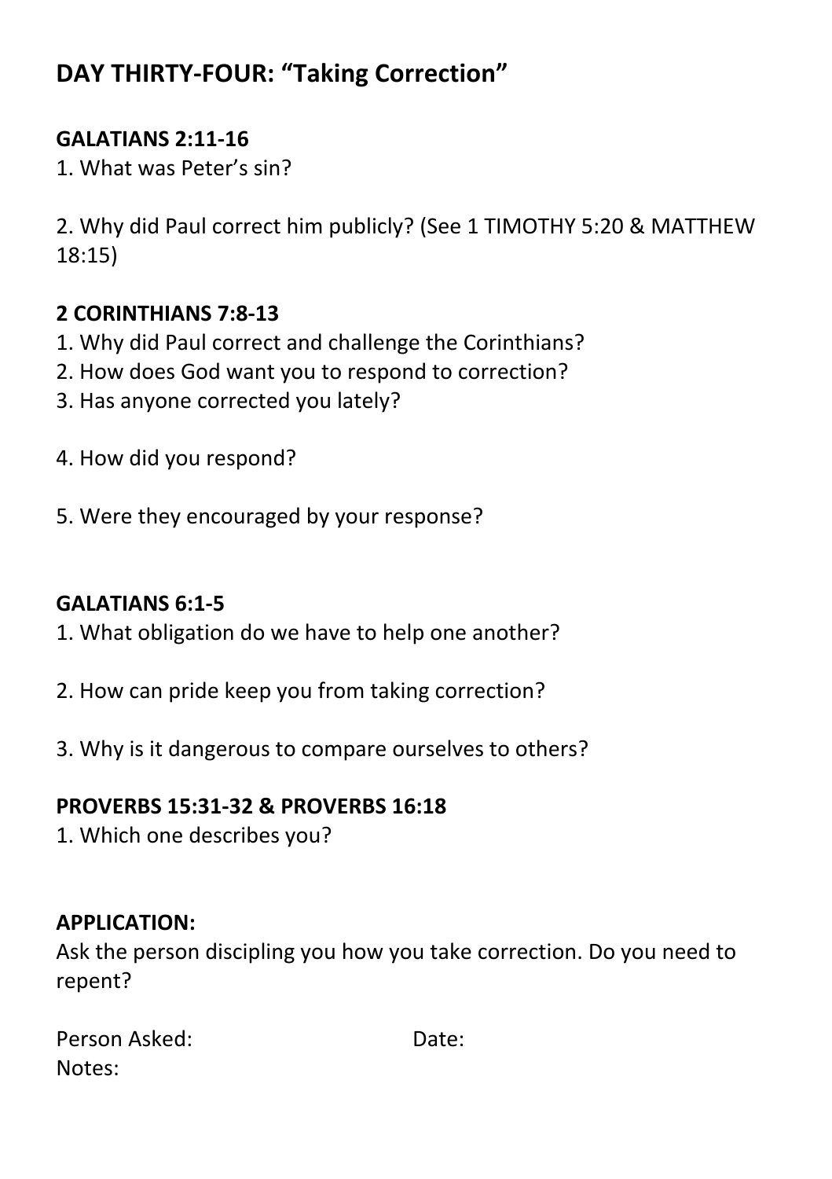# DAY THIRTY-FOUR: “Taking Correction”

**GALATIANS 2:11-16**

1. What was Peter’s sin?

2. Why did Paul correct him publicly? (See 1 TIMOTHY 5:20 & MATTHEW 18:15)

**2 CORINTHIANS 7:8-13**

1. Why did Paul correct and challenge the Corinthians?
2. How does God want you to respond to correction?
3. Has anyone corrected you lately?

4. How did you respond?

5. Were they encouraged by your response?

**GALATIANS 6:1-5**

1. What obligation do we have to help one another?

2. How can pride keep you from taking correction?

3. Why is it dangerous to compare ourselves to others?

**PROVERBS 15:31-32 & PROVERBS 16:18**

1. Which one describes you?

**APPLICATION:**

Ask the person discipling you how you take correction. Do you need to repent?

Person Asked: Date:

Notes: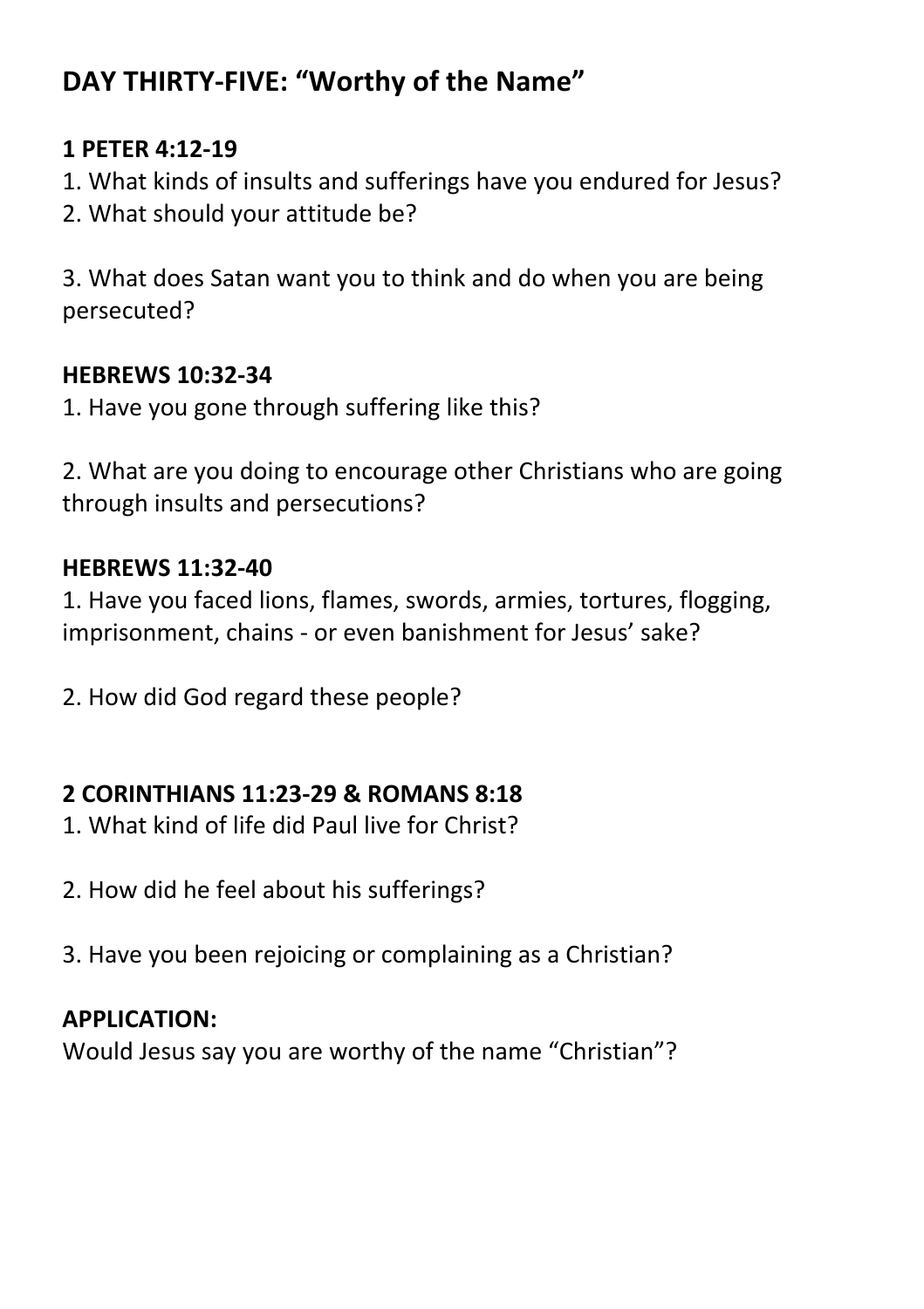## DAY THIRTY-FIVE: "Worthy of the Name"

**1 PETER 4:12-19**

1. What kinds of insults and sufferings have you endured for Jesus?
2. What should your attitude be?

3. What does Satan want you to think and do when you are being persecuted?

**HEBREWS 10:32-34**

1. Have you gone through suffering like this?

2. What are you doing to encourage other Christians who are going through insults and persecutions?

**HEBREWS 11:32-40**

1. Have you faced lions, flames, swords, armies, tortures, flogging, imprisonment, chains - or even banishment for Jesus' sake?

2. How did God regard these people?

**2 CORINTHIANS 11:23-29 & ROMANS 8:18**

1. What kind of life did Paul live for Christ?

2. How did he feel about his sufferings?

3. Have you been rejoicing or complaining as a Christian?

**APPLICATION:**

Would Jesus say you are worthy of the name "Christian"?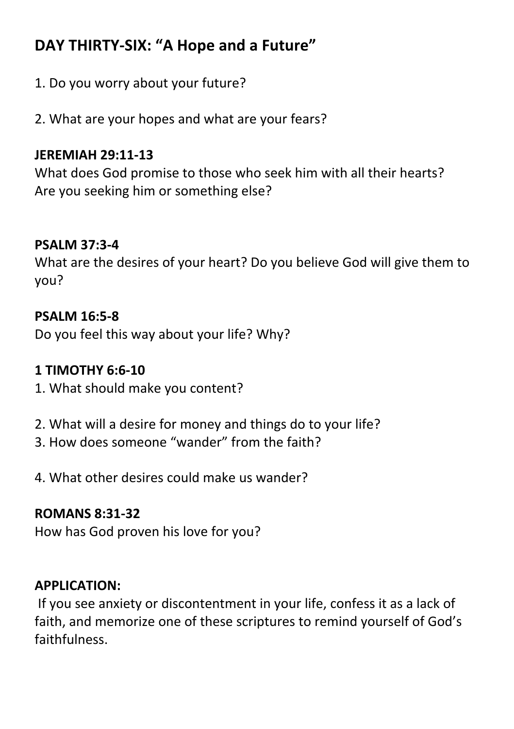## DAY THIRTY-SIX: "A Hope and a Future"

1. Do you worry about your future?

2. What are your hopes and what are your fears?

**JEREMIAH 29:11-13**
What does God promise to those who seek him with all their hearts? Are you seeking him or something else?

**PSALM 37:3-4**
What are the desires of your heart? Do you believe God will give them to you?

**PSALM 16:5-8**
Do you feel this way about your life? Why?

**1 TIMOTHY 6:6-10**

1. What should make you content?

2. What will a desire for money and things do to your life?
3. How does someone "wander" from the faith?

4. What other desires could make us wander?

**ROMANS 8:31-32**
How has God proven his love for you?

**APPLICATION:**
If you see anxiety or discontentment in your life, confess it as a lack of faith, and memorize one of these scriptures to remind yourself of God's faithfulness.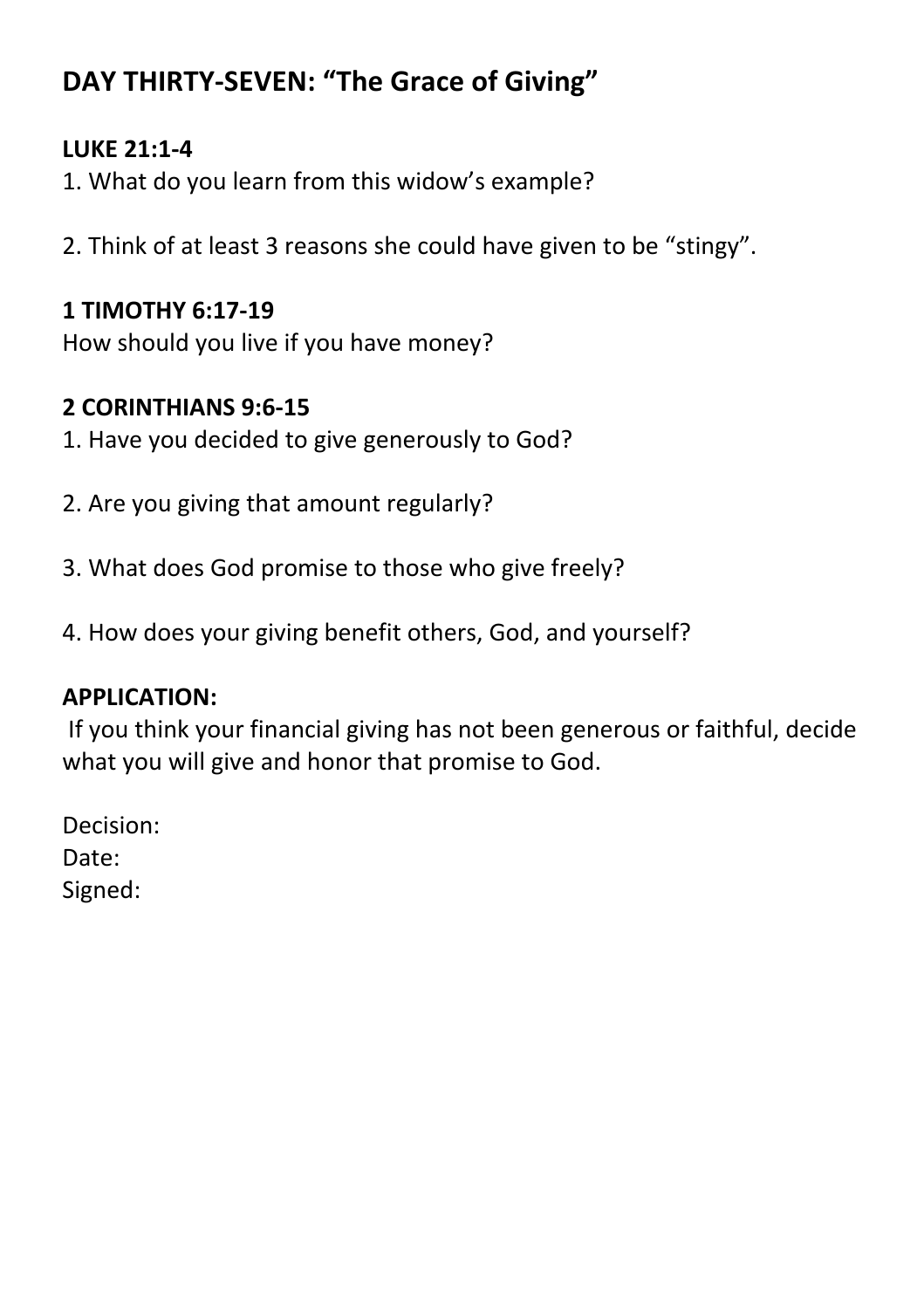## DAY THIRTY-SEVEN: "The Grace of Giving"

**LUKE 21:1-4**

1. What do you learn from this widow's example?

2. Think of at least 3 reasons she could have given to be "stingy".

**1 TIMOTHY 6:17-19**

How should you live if you have money?

**2 CORINTHIANS 9:6-15**

1. Have you decided to give generously to God?

2. Are you giving that amount regularly?

3. What does God promise to those who give freely?

4. How does your giving benefit others, God, and yourself?

**APPLICATION:**

If you think your financial giving has not been generous or faithful, decide what you will give and honor that promise to God.

Decision:
Date:
Signed: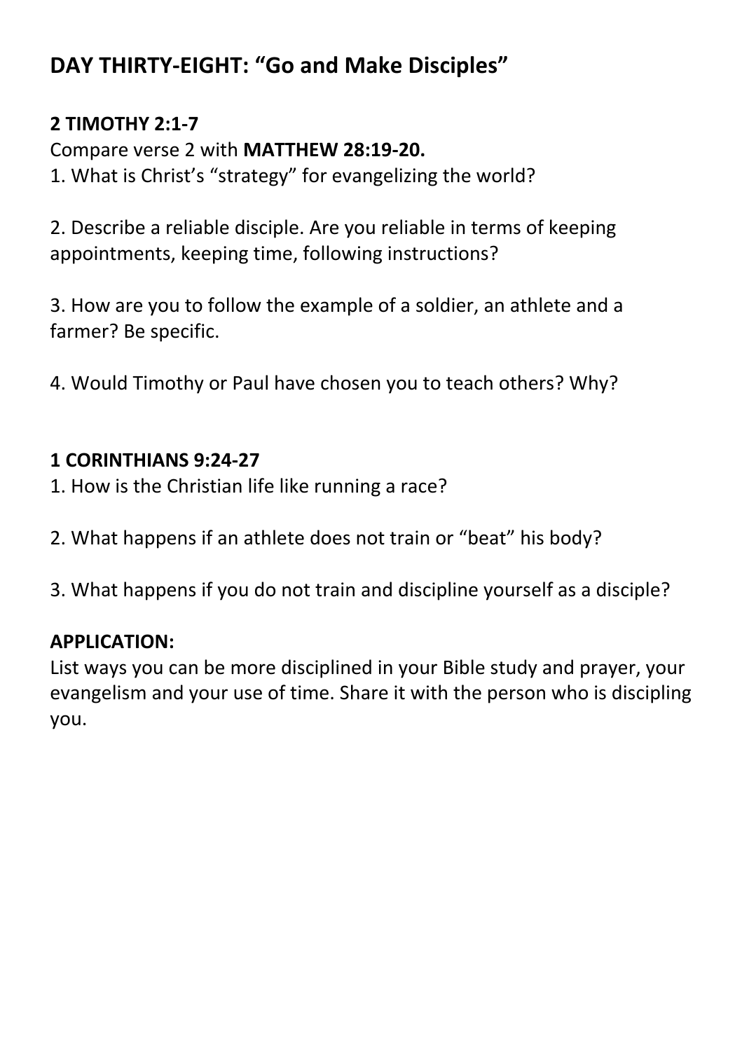## DAY THIRTY-EIGHT: “Go and Make Disciples”

**2 TIMOTHY 2:1-7**

Compare verse 2 with **MATTHEW 28:19-20.**

1. What is Christ’s “strategy” for evangelizing the world?

2. Describe a reliable disciple. Are you reliable in terms of keeping appointments, keeping time, following instructions?

3. How are you to follow the example of a soldier, an athlete and a farmer? Be specific.

4. Would Timothy or Paul have chosen you to teach others? Why?

**1 CORINTHIANS 9:24-27**

1. How is the Christian life like running a race?

2. What happens if an athlete does not train or “beat” his body?

3. What happens if you do not train and discipline yourself as a disciple?

**APPLICATION:**

List ways you can be more disciplined in your Bible study and prayer, your evangelism and your use of time. Share it with the person who is discipling you.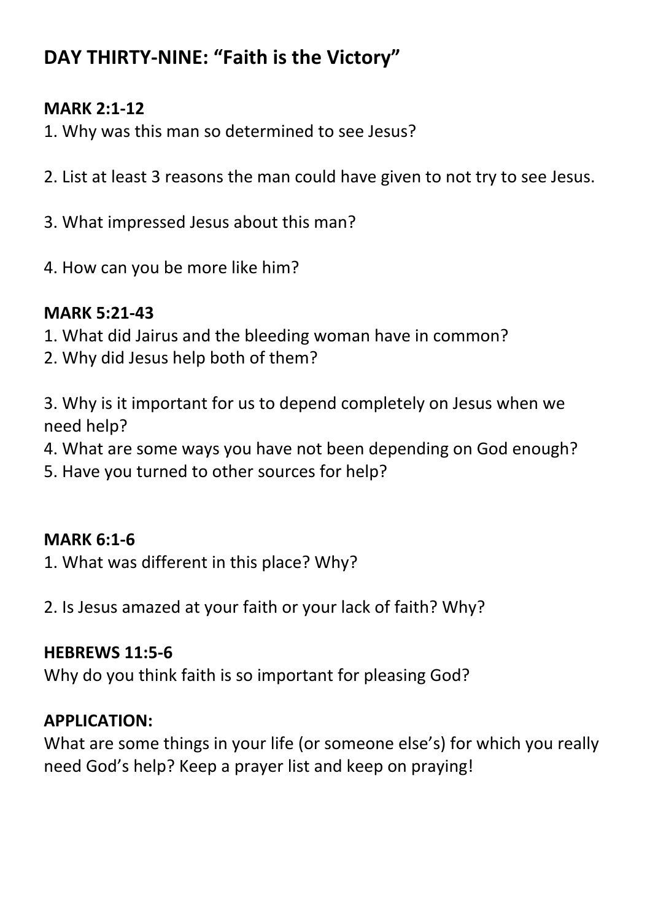## DAY THIRTY-NINE: "Faith is the Victory"

**MARK 2:1-12**

1. Why was this man so determined to see Jesus?

2. List at least 3 reasons the man could have given to not try to see Jesus.

3. What impressed Jesus about this man?

4. How can you be more like him?

**MARK 5:21-43**

1. What did Jairus and the bleeding woman have in common?
2. Why did Jesus help both of them?

3. Why is it important for us to depend completely on Jesus when we need help?
4. What are some ways you have not been depending on God enough?
5. Have you turned to other sources for help?

**MARK 6:1-6**

1. What was different in this place? Why?

2. Is Jesus amazed at your faith or your lack of faith? Why?

**HEBREWS 11:5-6**

Why do you think faith is so important for pleasing God?

**APPLICATION:**

What are some things in your life (or someone else's) for which you really need God's help? Keep a prayer list and keep on praying!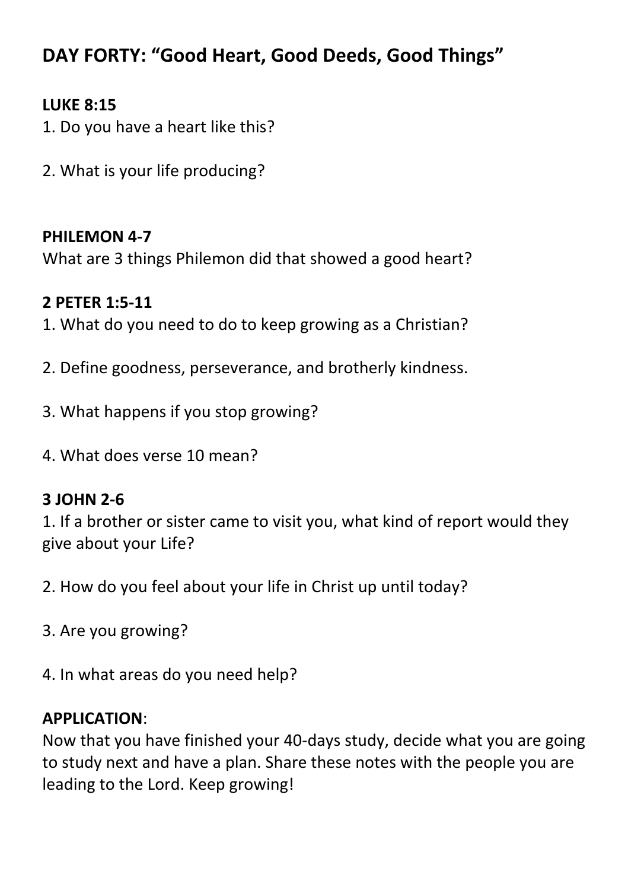## DAY FORTY: "Good Heart, Good Deeds, Good Things"

**LUKE 8:15**

1. Do you have a heart like this?

2. What is your life producing?

**PHILEMON 4-7**

What are 3 things Philemon did that showed a good heart?

**2 PETER 1:5-11**

1. What do you need to do to keep growing as a Christian?

2. Define goodness, perseverance, and brotherly kindness.

3. What happens if you stop growing?

4. What does verse 10 mean?

**3 JOHN 2-6**

1. If a brother or sister came to visit you, what kind of report would they give about your Life?

2. How do you feel about your life in Christ up until today?

3. Are you growing?

4. In what areas do you need help?

**APPLICATION**:

Now that you have finished your 40-days study, decide what you are going to study next and have a plan. Share these notes with the people you are leading to the Lord. Keep growing!